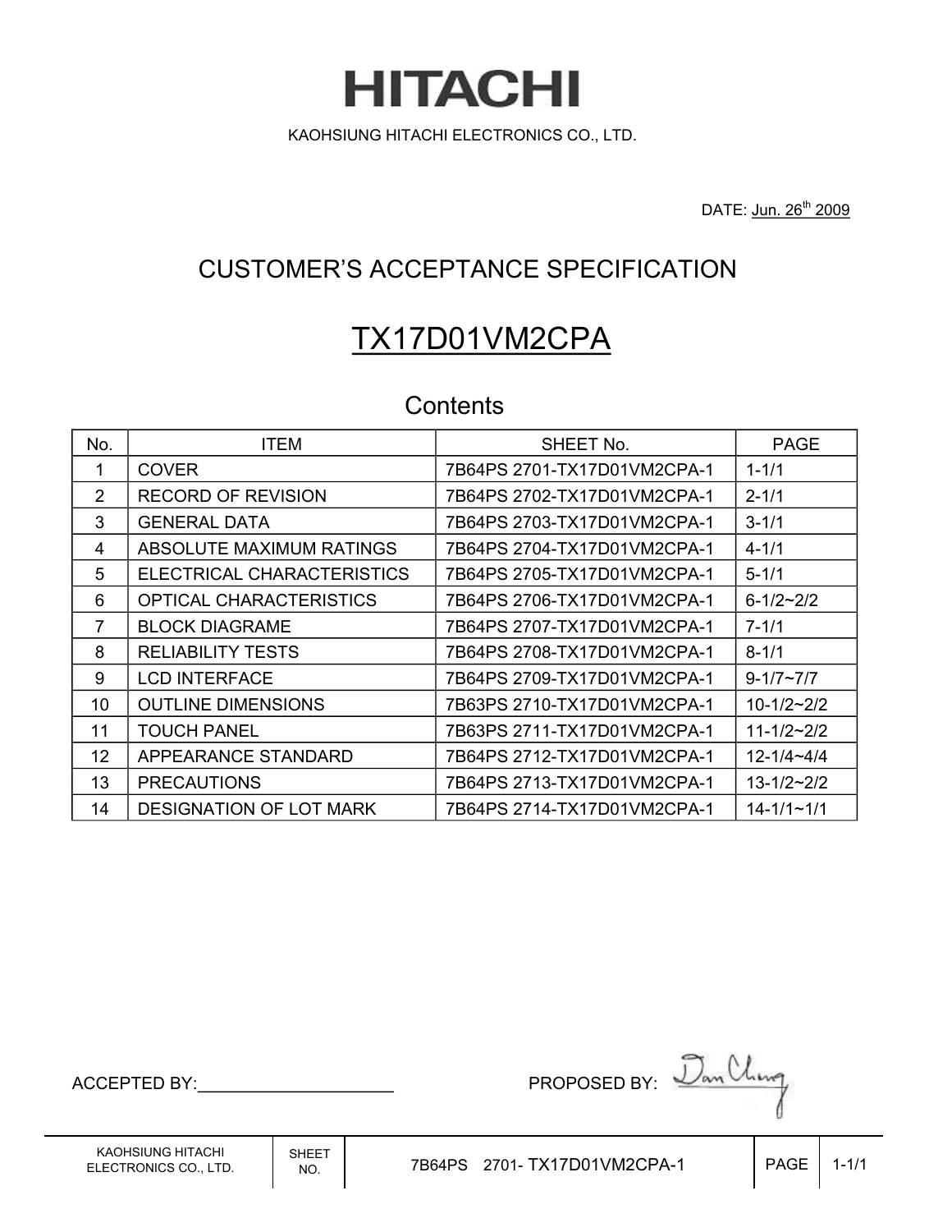# HITACHI

KAOHSIUNG HITACHI ELECTRONICS CO., LTD.

DATE: Jun. 26th 2009

## CUSTOMER'S ACCEPTANCE SPECIFICATION

## TX17D01VM2CPA

### Contents

| No. | ITEM | SHEET No. | PAGE |
|---|---|---|---|
| 1 | COVER | 7B64PS 2701-TX17D01VM2CPA-1 | 1-1/1 |
| 2 | RECORD OF REVISION | 7B64PS 2702-TX17D01VM2CPA-1 | 2-1/1 |
| 3 | GENERAL DATA | 7B64PS 2703-TX17D01VM2CPA-1 | 3-1/1 |
| 4 | ABSOLUTE MAXIMUM RATINGS | 7B64PS 2704-TX17D01VM2CPA-1 | 4-1/1 |
| 5 | ELECTRICAL CHARACTERISTICS | 7B64PS 2705-TX17D01VM2CPA-1 | 5-1/1 |
| 6 | OPTICAL CHARACTERISTICS | 7B64PS 2706-TX17D01VM2CPA-1 | 6-1/2~2/2 |
| 7 | BLOCK DIAGRAME | 7B64PS 2707-TX17D01VM2CPA-1 | 7-1/1 |
| 8 | RELIABILITY TESTS | 7B64PS 2708-TX17D01VM2CPA-1 | 8-1/1 |
| 9 | LCD INTERFACE | 7B64PS 2709-TX17D01VM2CPA-1 | 9-1/7~7/7 |
| 10 | OUTLINE DIMENSIONS | 7B63PS 2710-TX17D01VM2CPA-1 | 10-1/2~2/2 |
| 11 | TOUCH PANEL | 7B63PS 2711-TX17D01VM2CPA-1 | 11-1/2~2/2 |
| 12 | APPEARANCE STANDARD | 7B64PS 2712-TX17D01VM2CPA-1 | 12-1/4~4/4 |
| 13 | PRECAUTIONS | 7B64PS 2713-TX17D01VM2CPA-1 | 13-1/2~2/2 |
| 14 | DESIGNATION OF LOT MARK | 7B64PS 2714-TX17D01VM2CPA-1 | 14-1/1~1/1 |

ACCEPTED BY:____________________

PROPOSED BY: Dan Chung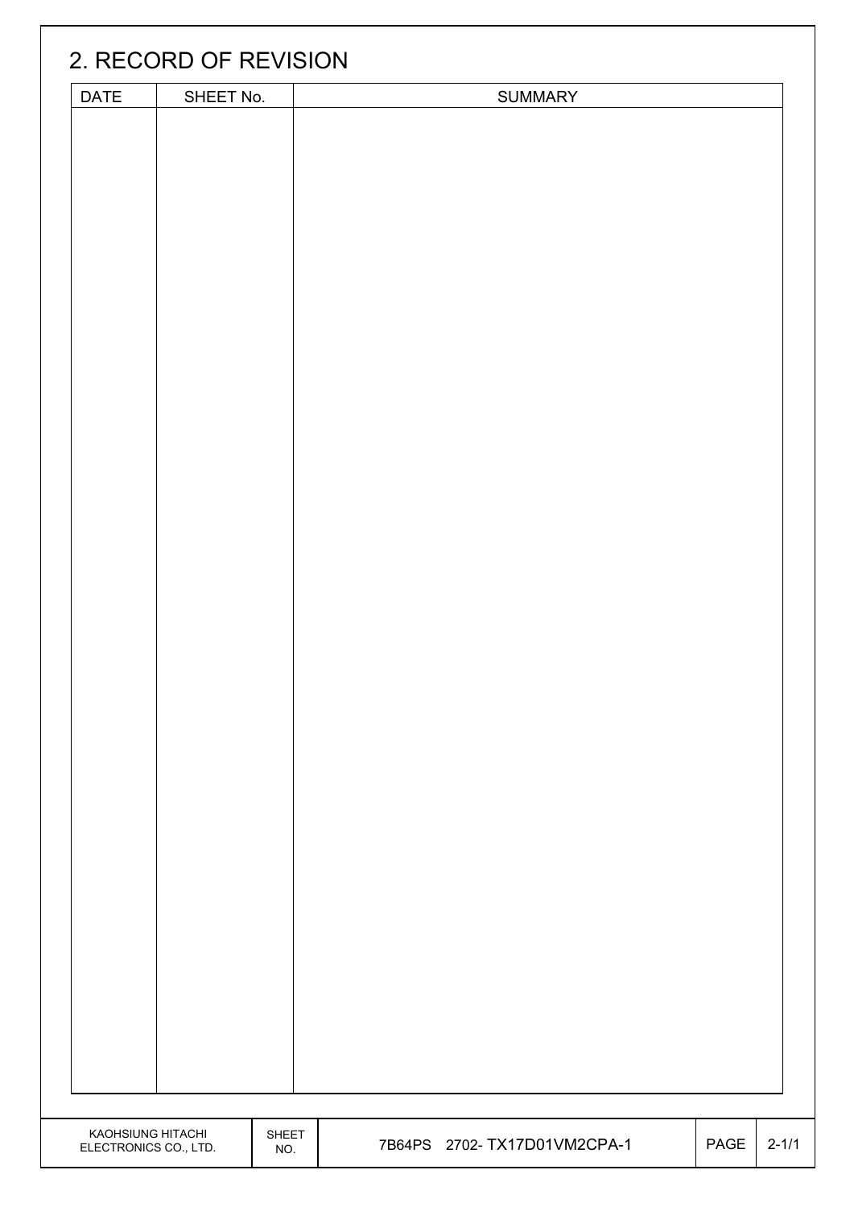## 2. RECORD OF REVISION

| DATE | SHEET No. | SUMMARY |
|---|---|---|
| | | |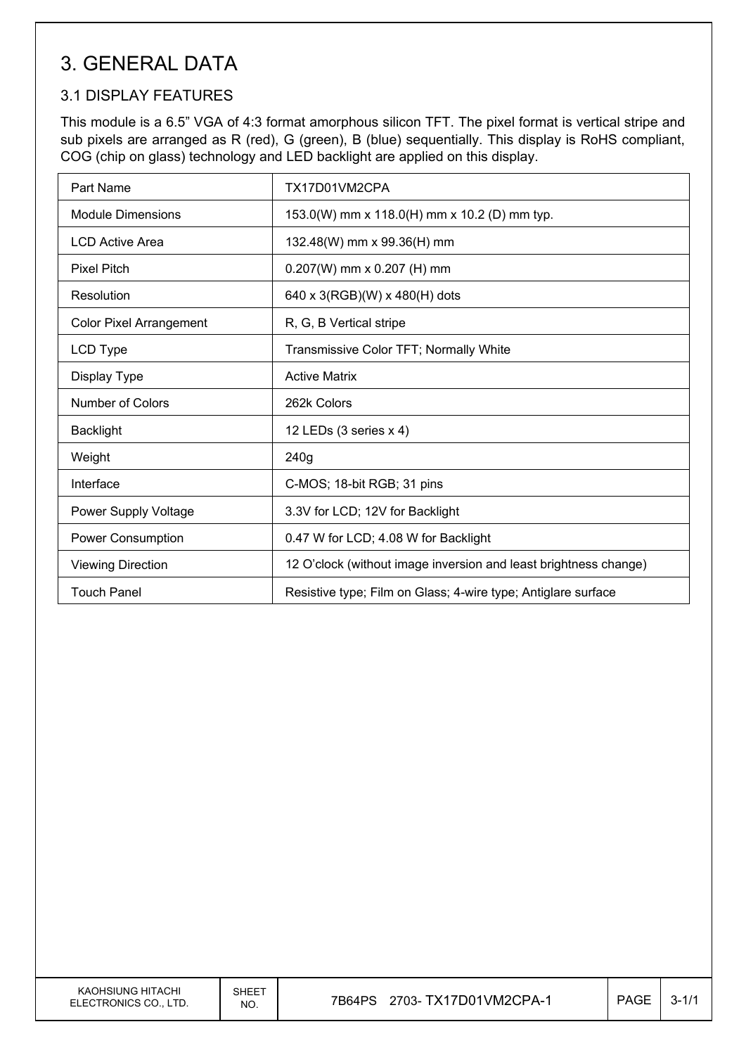# 3. GENERAL DATA

## 3.1 DISPLAY FEATURES

This module is a 6.5” VGA of 4:3 format amorphous silicon TFT. The pixel format is vertical stripe and sub pixels are arranged as R (red), G (green), B (blue) sequentially. This display is RoHS compliant, COG (chip on glass) technology and LED backlight are applied on this display.

| Part Name | TX17D01VM2CPA |
|---|---|
| Module Dimensions | 153.0(W) mm x 118.0(H) mm x 10.2 (D) mm typ. |
| LCD Active Area | 132.48(W) mm x 99.36(H) mm |
| Pixel Pitch | 0.207(W) mm x 0.207 (H) mm |
| Resolution | 640 x 3(RGB)(W) x 480(H) dots |
| Color Pixel Arrangement | R, G, B Vertical stripe |
| LCD Type | Transmissive Color TFT; Normally White |
| Display Type | Active Matrix |
| Number of Colors | 262k Colors |
| Backlight | 12 LEDs (3 series x 4) |
| Weight | 240g |
| Interface | C-MOS; 18-bit RGB; 31 pins |
| Power Supply Voltage | 3.3V for LCD; 12V for Backlight |
| Power Consumption | 0.47 W for LCD; 4.08 W for Backlight |
| Viewing Direction | 12 O’clock (without image inversion and least brightness change) |
| Touch Panel | Resistive type; Film on Glass; 4-wire type; Antiglare surface |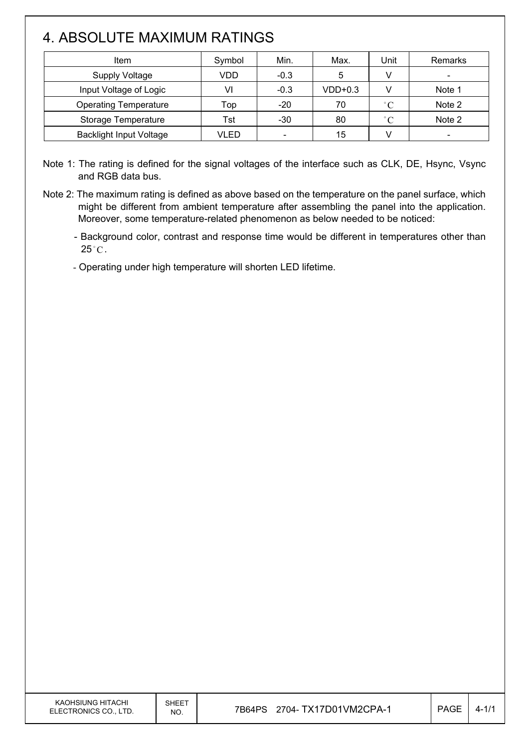# 4. ABSOLUTE MAXIMUM RATINGS

| Item | Symbol | Min. | Max. | Unit | Remarks |
|---|---|---|---|---|---|
| Supply Voltage | VDD | -0.3 | 5 | V | - |
| Input Voltage of Logic | VI | -0.3 | VDD+0.3 | V | Note 1 |
| Operating Temperature | Top | -20 | 70 | °C | Note 2 |
| Storage Temperature | Tst | -30 | 80 | °C | Note 2 |
| Backlight Input Voltage | VLED | - | 15 | V | - |

Note 1: The rating is defined for the signal voltages of the interface such as CLK, DE, Hsync, Vsync and RGB data bus.

Note 2: The maximum rating is defined as above based on the temperature on the panel surface, which might be different from ambient temperature after assembling the panel into the application. Moreover, some temperature-related phenomenon as below needed to be noticed:

- Background color, contrast and response time would be different in temperatures other than 25°C.
- Operating under high temperature will shorten LED lifetime.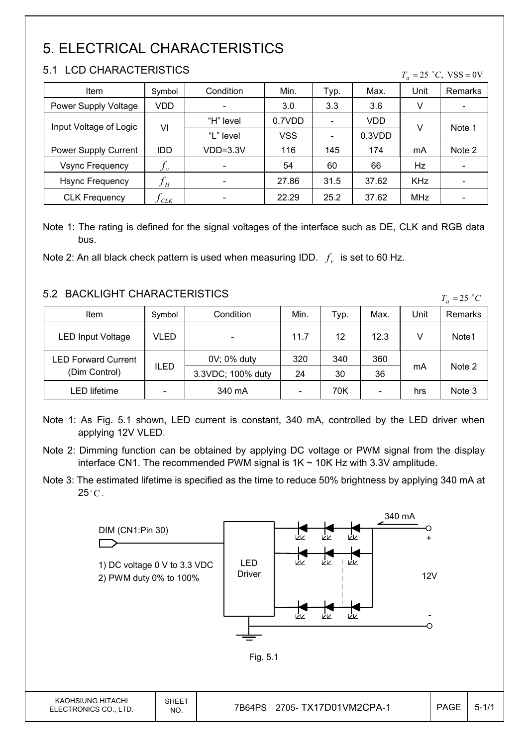# 5. ELECTRICAL CHARACTERISTICS

## 5.1 LCD CHARACTERISTICS

$T_a = 25\ ^\circ C,\ VSS = 0V$

| Item | Symbol | Condition | Min. | Typ. | Max. | Unit | Remarks |
|---|---|---|---|---|---|---|---|
| Power Supply Voltage | VDD | - | 3.0 | 3.3 | 3.6 | V | - |
| Input Voltage of Logic | VI | "H" level | 0.7VDD | - | VDD | V | Note 1 |
| | | "L" level | VSS | - | 0.3VDD | | |
| Power Supply Current | IDD | VDD=3.3V | 116 | 145 | 174 | mA | Note 2 |
| Vsync Frequency | $f_v$ | - | 54 | 60 | 66 | Hz | - |
| Hsync Frequency | $f_H$ | - | 27.86 | 31.5 | 37.62 | KHz | - |
| CLK Frequency | $f_{CLK}$ | - | 22.29 | 25.2 | 37.62 | MHz | - |

Note 1: The rating is defined for the signal voltages of the interface such as DE, CLK and RGB data bus.

Note 2: An all black check pattern is used when measuring IDD. $f_v$ is set to 60 Hz.

## 5.2 BACKLIGHT CHARACTERISTICS

$T_a = 25\ ^\circ C$

| Item | Symbol | Condition | Min. | Typ. | Max. | Unit | Remarks |
|---|---|---|---|---|---|---|---|
| LED Input Voltage | VLED | - | 11.7 | 12 | 12.3 | V | Note1 |
| LED Forward Current (Dim Control) | ILED | 0V; 0% duty | 320 | 340 | 360 | mA | Note 2 |
| | | 3.3VDC; 100% duty | 24 | 30 | 36 | | |
| LED lifetime | - | 340 mA | - | 70K | - | hrs | Note 3 |

Note 1: As Fig. 5.1 shown, LED current is constant, 340 mA, controlled by the LED driver when applying 12V VLED.

Note 2: Dimming function can be obtained by applying DC voltage or PWM signal from the display interface CN1. The recommended PWM signal is 1K ~ 10K Hz with 3.3V amplitude.

Note 3: The estimated lifetime is specified as the time to reduce 50% brightness by applying 340 mA at 25°C.

DIM (CN1:Pin 30)

1) DC voltage 0 V to 3.3 VDC
2) PWM duty 0% to 100%

LED Driver

340 mA

+ 12V -

Fig. 5.1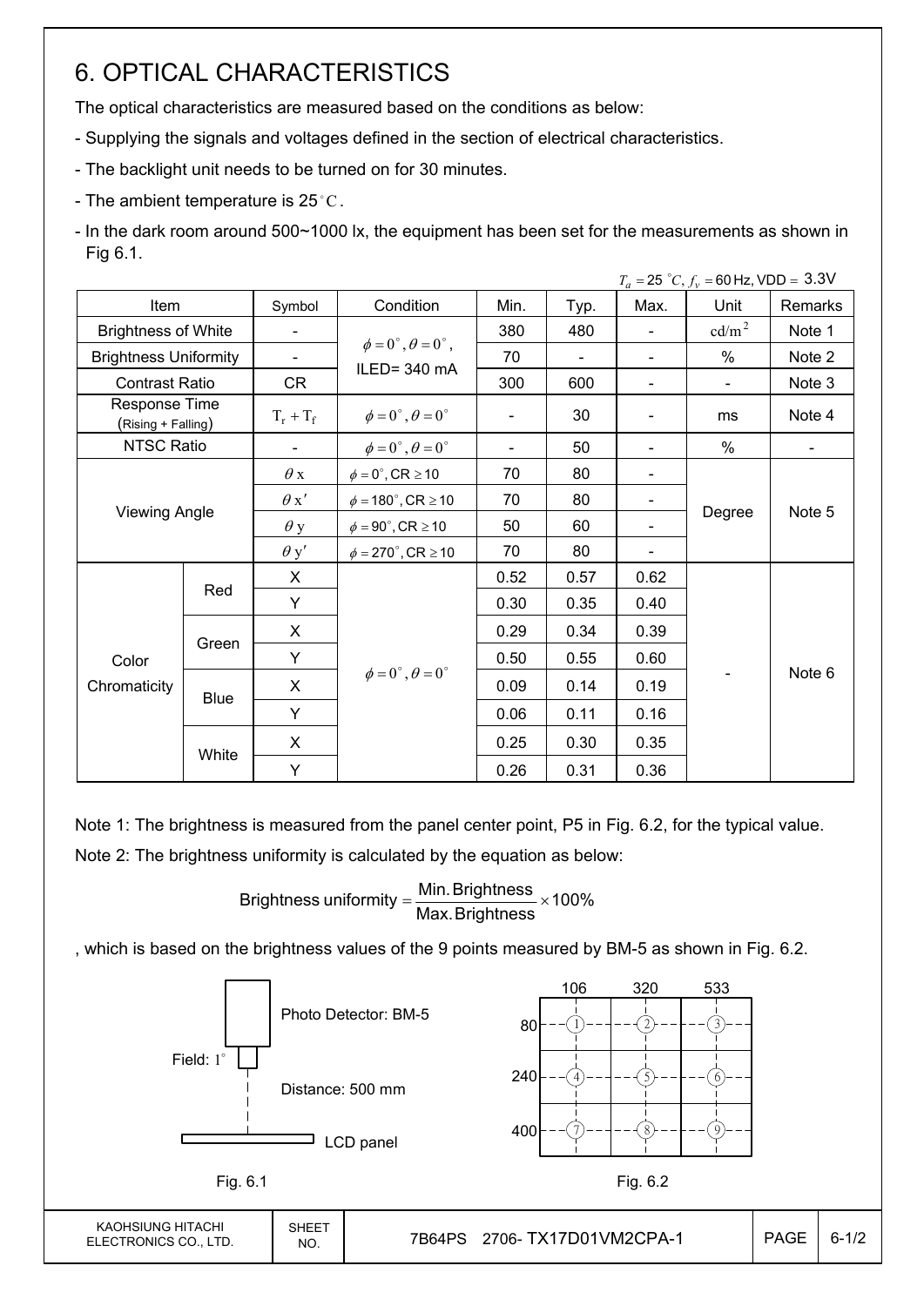# 6. OPTICAL CHARACTERISTICS

The optical characteristics are measured based on the conditions as below:

- Supplying the signals and voltages defined in the section of electrical characteristics.
- The backlight unit needs to be turned on for 30 minutes.
- The ambient temperature is 25 $^\circ C$.
- In the dark room around 500~1000 lx, the equipment has been set for the measurements as shown in Fig 6.1.

$T_a = 25\ ^\circ C$, $f_v = 60$ Hz, VDD = 3.3V

| Item | | Symbol | Condition | Min. | Typ. | Max. | Unit | Remarks |
|---|---|---|---|---|---|---|---|---|
| Brightness of White | | - | $\phi = 0^\circ, \theta = 0^\circ$, ILED= 340 mA | 380 | 480 | - | cd/m$^2$ | Note 1 |
| Brightness Uniformity | | - | | 70 | - | - | % | Note 2 |
| Contrast Ratio | | CR | | 300 | 600 | - | - | Note 3 |
| Response Time (Rising + Falling) | | $T_r + T_f$ | $\phi = 0^\circ, \theta = 0^\circ$ | - | 30 | - | ms | Note 4 |
| NTSC Ratio | | - | $\phi = 0^\circ, \theta = 0^\circ$ | - | 50 | - | % | - |
| Viewing Angle | | $\theta$ x | $\phi = 0^\circ$, CR $\geq 10$ | 70 | 80 | - | Degree | Note 5 |
| | | $\theta$ x' | $\phi = 180^\circ$, CR $\geq 10$ | 70 | 80 | - | | |
| | | $\theta$ y | $\phi = 90^\circ$, CR $\geq 10$ | 50 | 60 | - | | |
| | | $\theta$ y' | $\phi = 270^\circ$, CR $\geq 10$ | 70 | 80 | - | | |
| Color Chromaticity | Red | X | $\phi = 0^\circ, \theta = 0^\circ$ | 0.52 | 0.57 | 0.62 | - | Note 6 |
| | | Y | | 0.30 | 0.35 | 0.40 | | |
| | Green | X | | 0.29 | 0.34 | 0.39 | | |
| | | Y | | 0.50 | 0.55 | 0.60 | | |
| | Blue | X | | 0.09 | 0.14 | 0.19 | | |
| | | Y | | 0.06 | 0.11 | 0.16 | | |
| | White | X | | 0.25 | 0.30 | 0.35 | | |
| | | Y | | 0.26 | 0.31 | 0.36 | | |

Note 1: The brightness is measured from the panel center point, P5 in Fig. 6.2, for the typical value.

Note 2: The brightness uniformity is calculated by the equation as below:

$$\text{Brightness uniformity} = \frac{\text{Min. Brightness}}{\text{Max. Brightness}} \times 100\%$$

, which is based on the brightness values of the 9 points measured by BM-5 as shown in Fig. 6.2.

Photo Detector: BM-5

Field: 1°

Distance: 500 mm

LCD panel

Fig. 6.1

| | 106 | 320 | 533 |
|---|---|---|---|
| 80 | 1 | 2 | 3 |
| 240 | 4 | 5 | 6 |
| 400 | 7 | 8 | 9 |

Fig. 6.2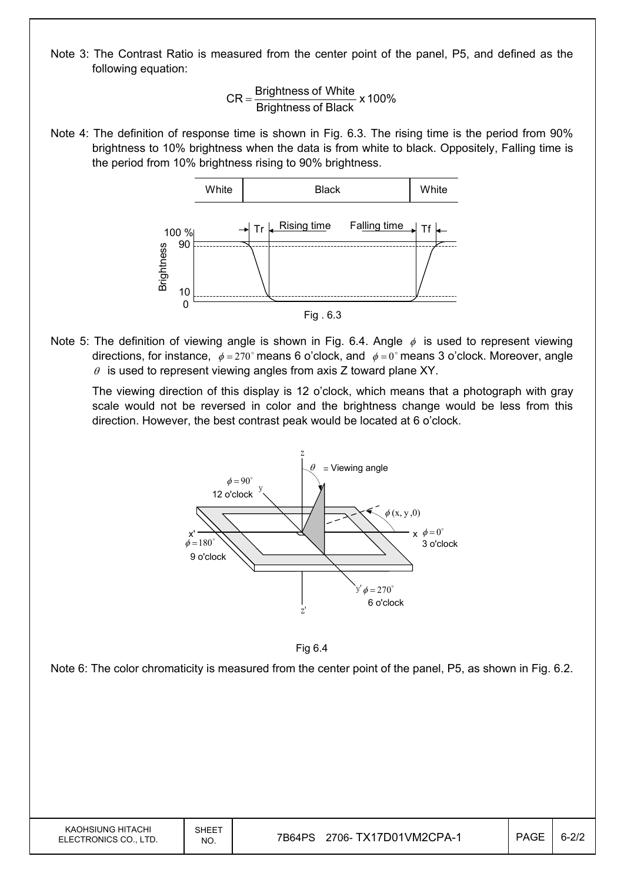Note 3: The Contrast Ratio is measured from the center point of the panel, P5, and defined as the following equation:

$$CR = \frac{\text{Brightness of White}}{\text{Brightness of Black}} \times 100\%$$

Note 4: The definition of response time is shown in Fig. 6.3. The rising time is the period from 90% brightness to 10% brightness when the data is from white to black. Oppositely, Falling time is the period from 10% brightness rising to 90% brightness.

Fig . 6.3

Note 5: The definition of viewing angle is shown in Fig. 6.4. Angle $\phi$ is used to represent viewing directions, for instance, $\phi = 270^\circ$ means 6 o'clock, and $\phi = 0^\circ$ means 3 o'clock. Moreover, angle $\theta$ is used to represent viewing angles from axis Z toward plane XY.

The viewing direction of this display is 12 o'clock, which means that a photograph with gray scale would not be reversed in color and the brightness change would be less from this direction. However, the best contrast peak would be located at 6 o'clock.

Fig 6.4

Note 6: The color chromaticity is measured from the center point of the panel, P5, as shown in Fig. 6.2.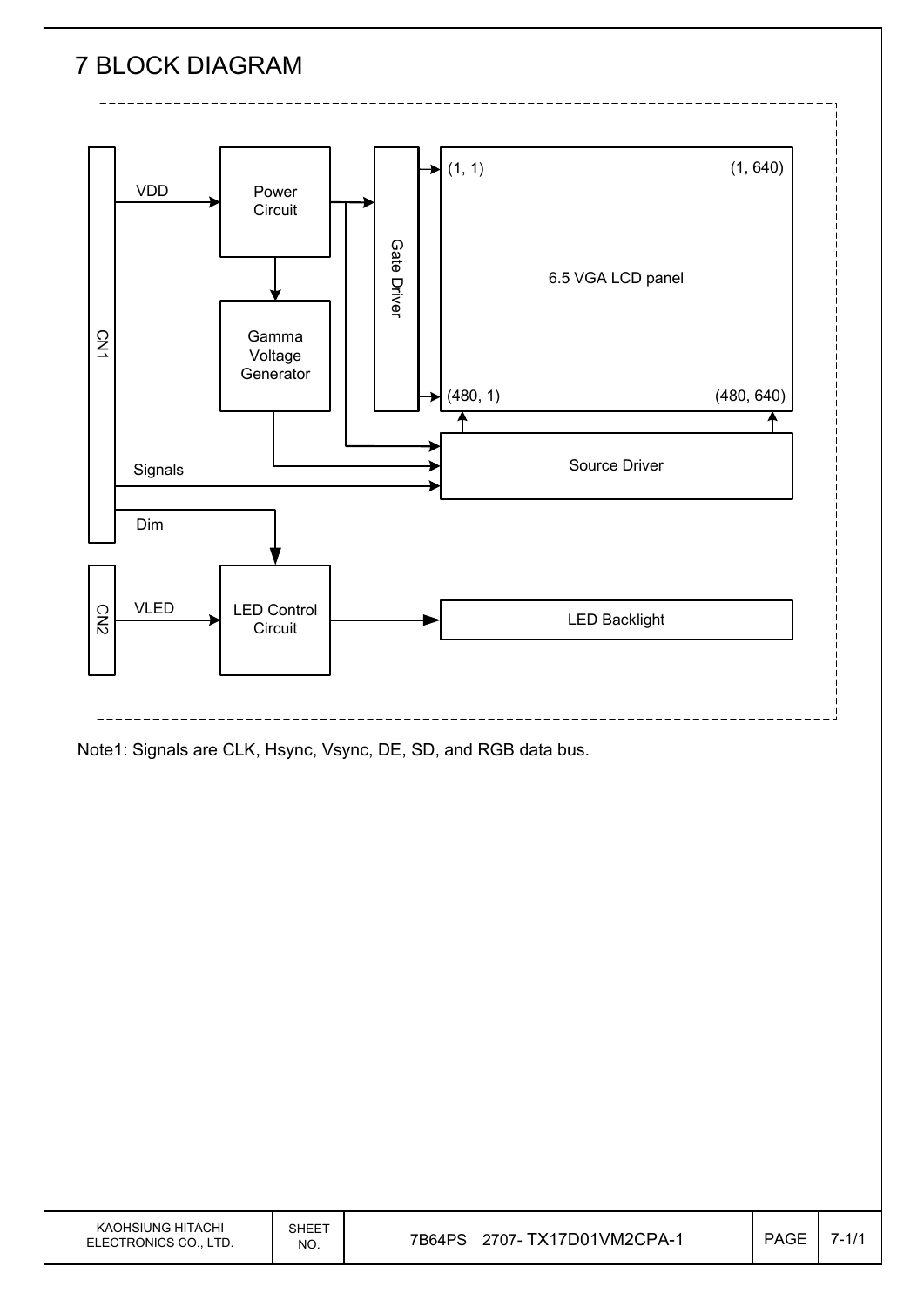# 7 BLOCK DIAGRAM

CN1

VDD

Power Circuit

Gamma Voltage Generator

Gate Driver

(1, 1)

(1, 640)

6.5 VGA LCD panel

(480, 1)

(480, 640)

Source Driver

Signals

Dim

CN2

VLED

LED Control Circuit

LED Backlight

Note1: Signals are CLK, Hsync, Vsync, DE, SD, and RGB data bus.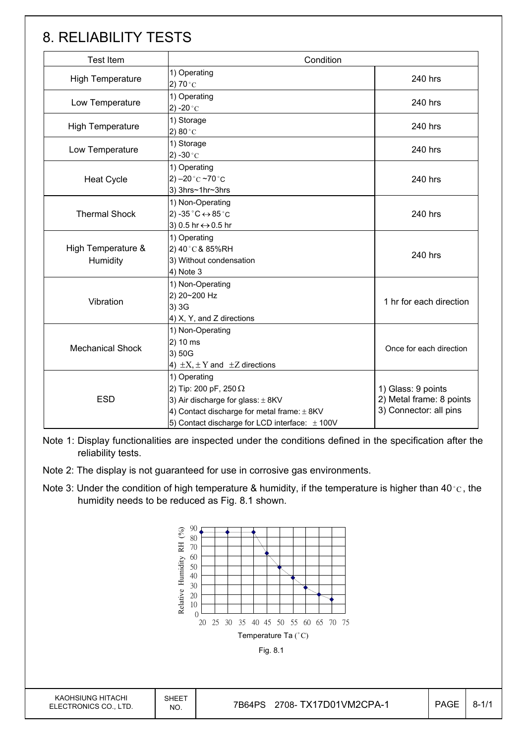# 8. RELIABILITY TESTS

| Test Item | Condition | |
|---|---|---|
| High Temperature | 1) Operating<br>2) 70 °C | 240 hrs |
| Low Temperature | 1) Operating<br>2) -20 °C | 240 hrs |
| High Temperature | 1) Storage<br>2) 80 °C | 240 hrs |
| Low Temperature | 1) Storage<br>2) -30 °C | 240 hrs |
| Heat Cycle | 1) Operating<br>2) –20 °C ~70 °C<br>3) 3hrs~1hr~3hrs | 240 hrs |
| Thermal Shock | 1) Non-Operating<br>2) -35 °C ↔ 85 °C<br>3) 0.5 hr ↔ 0.5 hr | 240 hrs |
| High Temperature & Humidity | 1) Operating<br>2) 40 °C & 85%RH<br>3) Without condensation<br>4) Note 3 | 240 hrs |
| Vibration | 1) Non-Operating<br>2) 20~200 Hz<br>3) 3G<br>4) X, Y, and Z directions | 1 hr for each direction |
| Mechanical Shock | 1) Non-Operating<br>2) 10 ms<br>3) 50G<br>4) ±X, ± Y and ±Z directions | Once for each direction |
| ESD | 1) Operating<br>2) Tip: 200 pF, 250 Ω<br>3) Air discharge for glass: ± 8KV<br>4) Contact discharge for metal frame: ± 8KV<br>5) Contact discharge for LCD interface: ± 100V | 1) Glass: 9 points<br>2) Metal frame: 8 points<br>3) Connector: all pins |

Note 1: Display functionalities are inspected under the conditions defined in the specification after the reliability tests.

Note 2: The display is not guaranteed for use in corrosive gas environments.

Note 3: Under the condition of high temperature & humidity, if the temperature is higher than 40 °C, the humidity needs to be reduced as Fig. 8.1 shown.

| Temperature Ta (°C) | 20 | 30 | 40 | 45 | 50 | 55 | 60 | 65 | 70 |
|---|---|---|---|---|---|---|---|---|---|
| Relative Humidity RH (%) | 85 | 85 | 85 | 62 | 48 | 37 | 27 | 20 | 15 |

Fig. 8.1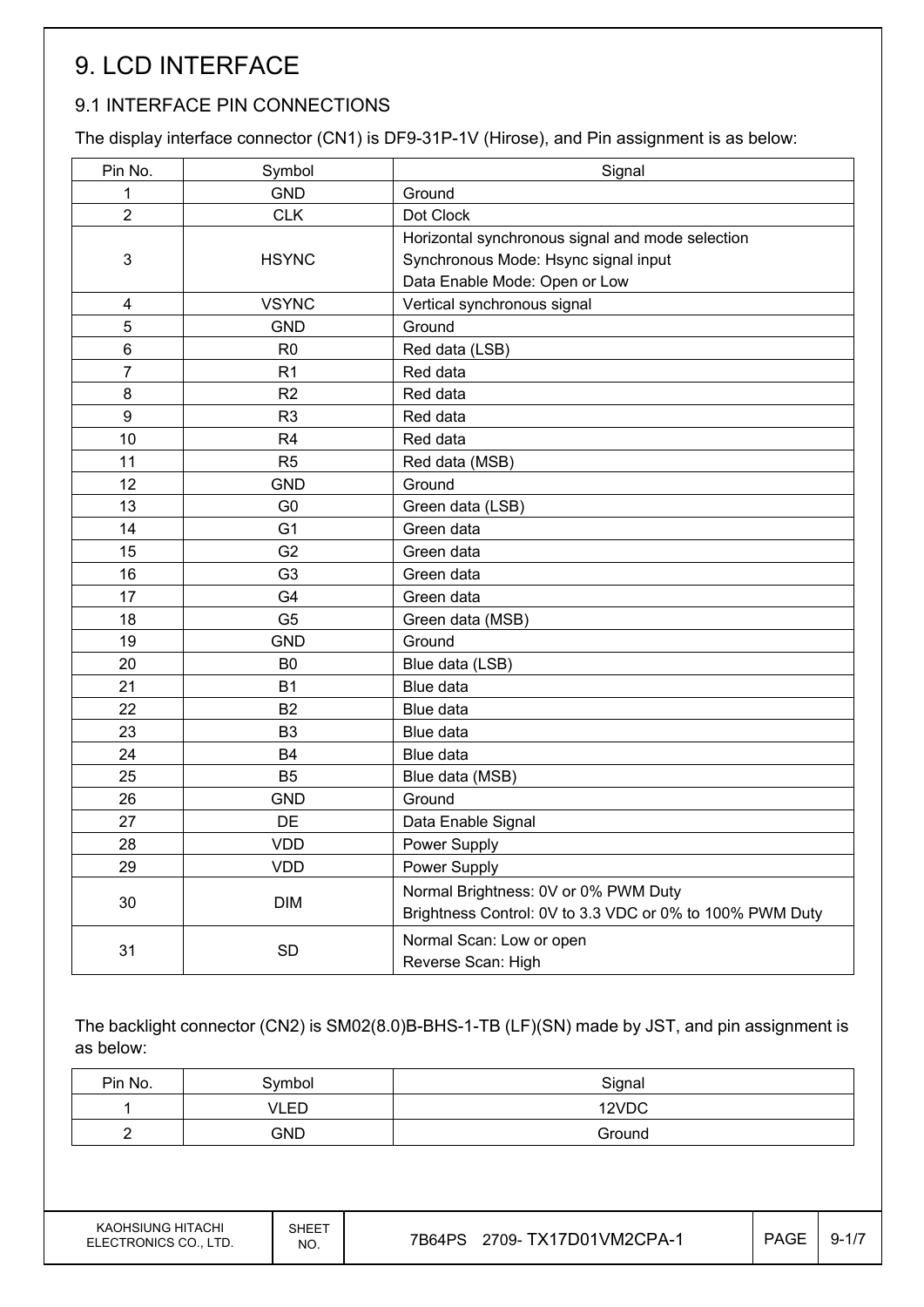# 9. LCD INTERFACE

## 9.1 INTERFACE PIN CONNECTIONS

The display interface connector (CN1) is DF9-31P-1V (Hirose), and Pin assignment is as below:

| Pin No. | Symbol | Signal |
|---|---|---|
| 1 | GND | Ground |
| 2 | CLK | Dot Clock |
| 3 | HSYNC | Horizontal synchronous signal and mode selection<br>Synchronous Mode: Hsync signal input<br>Data Enable Mode: Open or Low |
| 4 | VSYNC | Vertical synchronous signal |
| 5 | GND | Ground |
| 6 | R0 | Red data (LSB) |
| 7 | R1 | Red data |
| 8 | R2 | Red data |
| 9 | R3 | Red data |
| 10 | R4 | Red data |
| 11 | R5 | Red data (MSB) |
| 12 | GND | Ground |
| 13 | G0 | Green data (LSB) |
| 14 | G1 | Green data |
| 15 | G2 | Green data |
| 16 | G3 | Green data |
| 17 | G4 | Green data |
| 18 | G5 | Green data (MSB) |
| 19 | GND | Ground |
| 20 | B0 | Blue data (LSB) |
| 21 | B1 | Blue data |
| 22 | B2 | Blue data |
| 23 | B3 | Blue data |
| 24 | B4 | Blue data |
| 25 | B5 | Blue data (MSB) |
| 26 | GND | Ground |
| 27 | DE | Data Enable Signal |
| 28 | VDD | Power Supply |
| 29 | VDD | Power Supply |
| 30 | DIM | Normal Brightness: 0V or 0% PWM Duty<br>Brightness Control: 0V to 3.3 VDC or 0% to 100% PWM Duty |
| 31 | SD | Normal Scan: Low or open<br>Reverse Scan: High |

The backlight connector (CN2) is SM02(8.0)B-BHS-1-TB (LF)(SN) made by JST, and pin assignment is as below:

| Pin No. | Symbol | Signal |
|---|---|---|
| 1 | VLED | 12VDC |
| 2 | GND | Ground |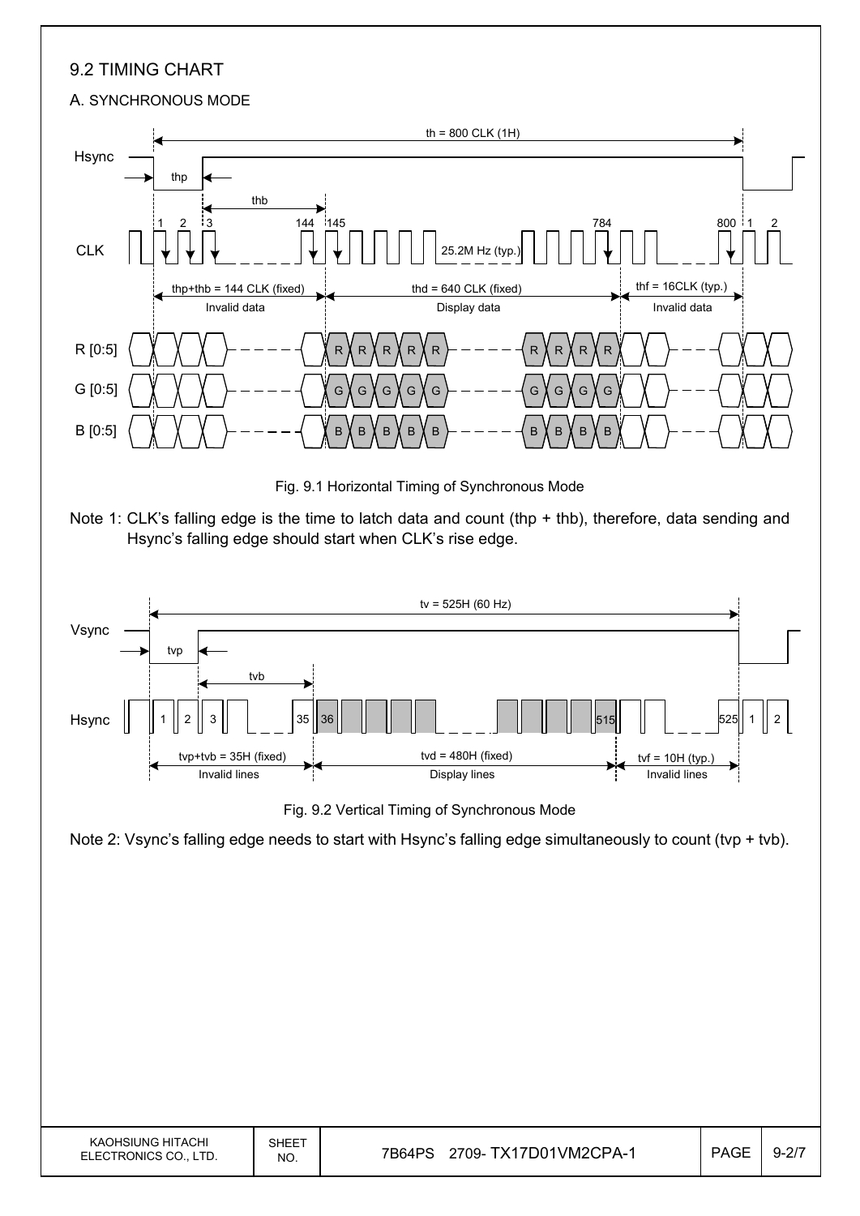## 9.2 TIMING CHART

### A. SYNCHRONOUS MODE

th = 800 CLK (1H)

Hsync

thp

thb

CLK

1 2 3 144 145 784 800 1 2

25.2M Hz (typ.)

thp+thb = 144 CLK (fixed) — Invalid data

thd = 640 CLK (fixed) — Display data

thf = 16CLK (typ.) — Invalid data

R [0:5]

G [0:5]

B [0:5]

Fig. 9.1 Horizontal Timing of Synchronous Mode

Note 1: CLK's falling edge is the time to latch data and count (thp + thb), therefore, data sending and Hsync's falling edge should start when CLK's rise edge.

tv = 525H (60 Hz)

Vsync

tvp

tvb

Hsync

1 2 3 35 36 515 525 1 2

tvp+tvb = 35H (fixed) — Invalid lines

tvd = 480H (fixed) — Display lines

tvf = 10H (typ.) — Invalid lines

Fig. 9.2 Vertical Timing of Synchronous Mode

Note 2: Vsync's falling edge needs to start with Hsync's falling edge simultaneously to count (tvp + tvb).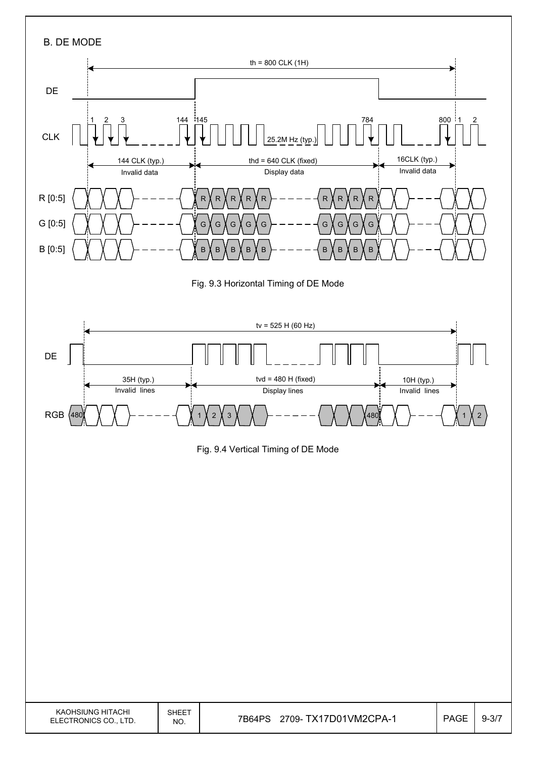### B. DE MODE

th = 800 CLK (1H)

DE

CLK

1 2 3 144 145 784 800 1 2

25.2M Hz (typ.)

144 CLK (typ.) — Invalid data

thd = 640 CLK (fixed) — Display data

16CLK (typ.) — Invalid data

R [0:5]

G [0:5]

B [0:5]

Fig. 9.3 Horizontal Timing of DE Mode

tv = 525 H (60 Hz)

DE

35H (typ.) — Invalid lines

tvd = 480 H (fixed) — Display lines

10H (typ.) — Invalid lines

RGB 480 1 2 3 480 1 2

Fig. 9.4 Vertical Timing of DE Mode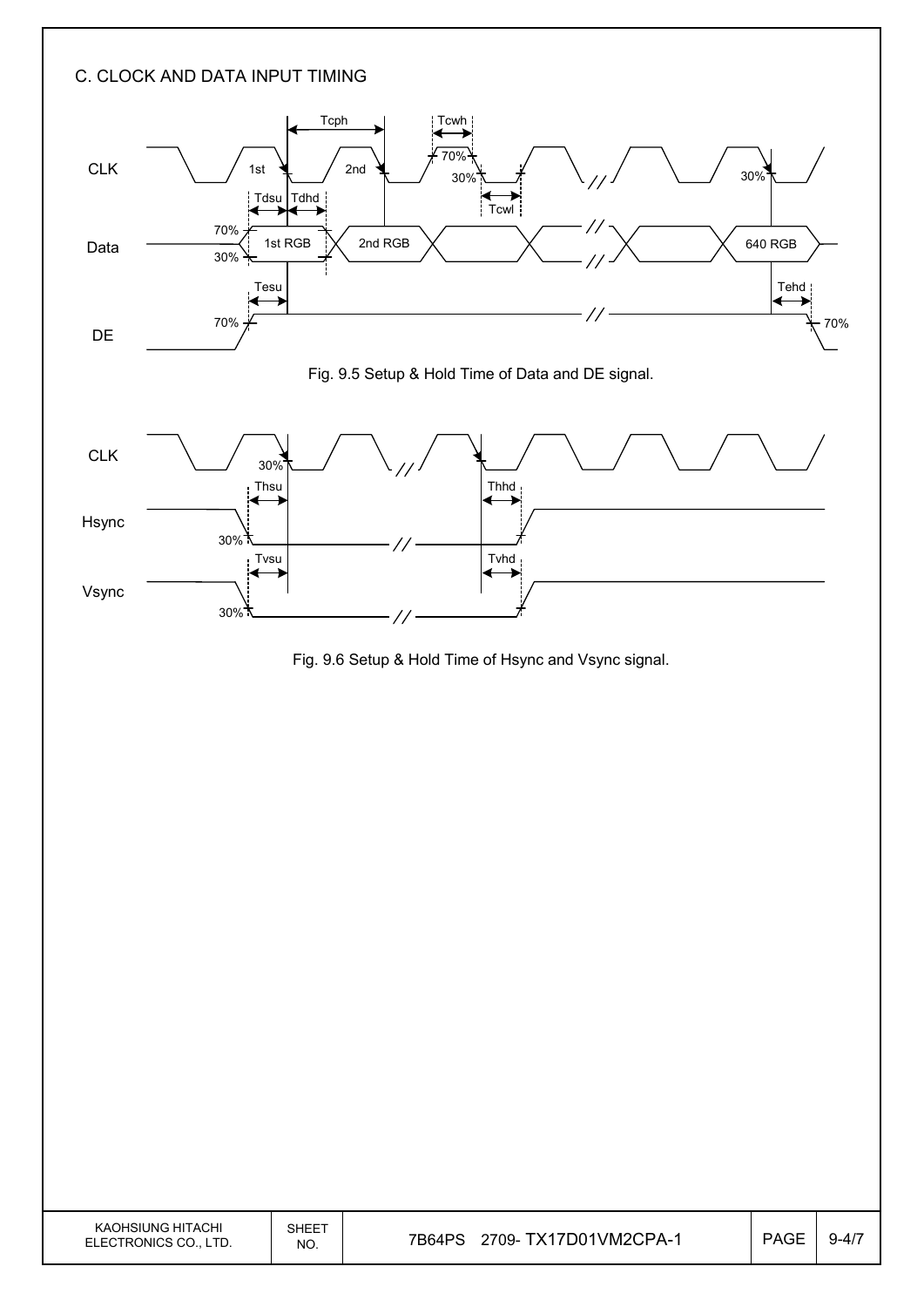## C. CLOCK AND DATA INPUT TIMING

Fig. 9.5 Setup & Hold Time of Data and DE signal.

Fig. 9.6 Setup & Hold Time of Hsync and Vsync signal.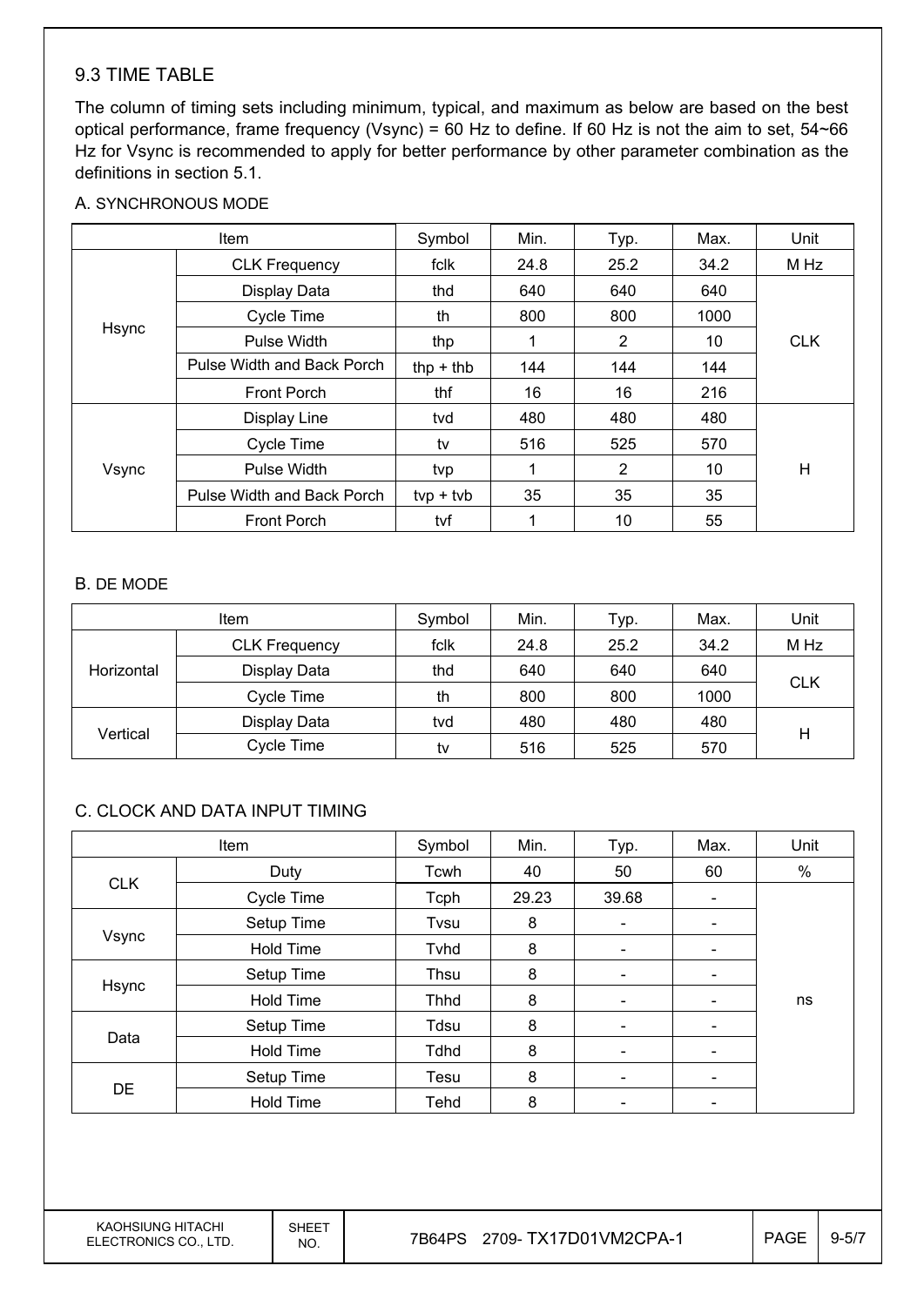## 9.3 TIME TABLE

The column of timing sets including minimum, typical, and maximum as below are based on the best optical performance, frame frequency (Vsync) = 60 Hz to define. If 60 Hz is not the aim to set, 54~66 Hz for Vsync is recommended to apply for better performance by other parameter combination as the definitions in section 5.1.

A. SYNCHRONOUS MODE

| Item | | Symbol | Min. | Typ. | Max. | Unit |
|---|---|---|---|---|---|---|
| Hsync | CLK Frequency | fclk | 24.8 | 25.2 | 34.2 | M Hz |
| | Display Data | thd | 640 | 640 | 640 | CLK |
| | Cycle Time | th | 800 | 800 | 1000 | |
| | Pulse Width | thp | 1 | 2 | 10 | |
| | Pulse Width and Back Porch | thp + thb | 144 | 144 | 144 | |
| | Front Porch | thf | 16 | 16 | 216 | |
| Vsync | Display Line | tvd | 480 | 480 | 480 | H |
| | Cycle Time | tv | 516 | 525 | 570 | |
| | Pulse Width | tvp | 1 | 2 | 10 | |
| | Pulse Width and Back Porch | tvp + tvb | 35 | 35 | 35 | |
| | Front Porch | tvf | 1 | 10 | 55 | |

B. DE MODE

| Item | | Symbol | Min. | Typ. | Max. | Unit |
|---|---|---|---|---|---|---|
| Horizontal | CLK Frequency | fclk | 24.8 | 25.2 | 34.2 | M Hz |
| | Display Data | thd | 640 | 640 | 640 | CLK |
| | Cycle Time | th | 800 | 800 | 1000 | |
| Vertical | Display Data | tvd | 480 | 480 | 480 | H |
| | Cycle Time | tv | 516 | 525 | 570 | |

C. CLOCK AND DATA INPUT TIMING

| Item | | Symbol | Min. | Typ. | Max. | Unit |
|---|---|---|---|---|---|---|
| CLK | Duty | Tcwh | 40 | 50 | 60 | % |
| | Cycle Time | Tcph | 29.23 | 39.68 | - | ns |
| Vsync | Setup Time | Tvsu | 8 | - | - | |
| | Hold Time | Tvhd | 8 | - | - | |
| Hsync | Setup Time | Thsu | 8 | - | - | |
| | Hold Time | Thhd | 8 | - | - | |
| Data | Setup Time | Tdsu | 8 | - | - | |
| | Hold Time | Tdhd | 8 | - | - | |
| DE | Setup Time | Tesu | 8 | - | - | |
| | Hold Time | Tehd | 8 | - | - | |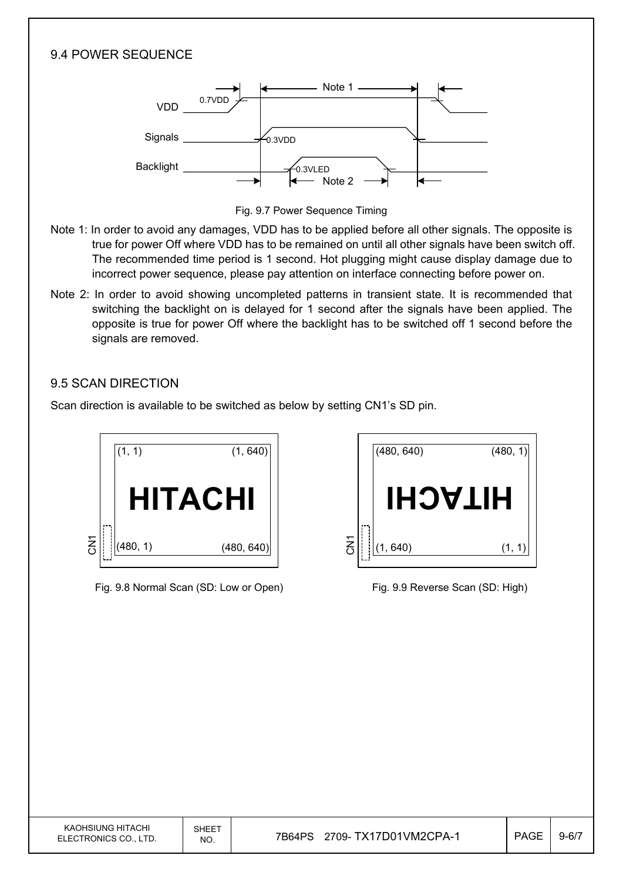## 9.4 POWER SEQUENCE

Fig. 9.7 Power Sequence Timing

Note 1: In order to avoid any damages, VDD has to be applied before all other signals. The opposite is true for power Off where VDD has to be remained on until all other signals have been switch off. The recommended time period is 1 second. Hot plugging might cause display damage due to incorrect power sequence, please pay attention on interface connecting before power on.

Note 2: In order to avoid showing uncompleted patterns in transient state. It is recommended that switching the backlight on is delayed for 1 second after the signals have been applied. The opposite is true for power Off where the backlight has to be switched off 1 second before the signals are removed.

## 9.5 SCAN DIRECTION

Scan direction is available to be switched as below by setting CN1's SD pin.

Fig. 9.8 Normal Scan (SD: Low or Open)

Fig. 9.9 Reverse Scan (SD: High)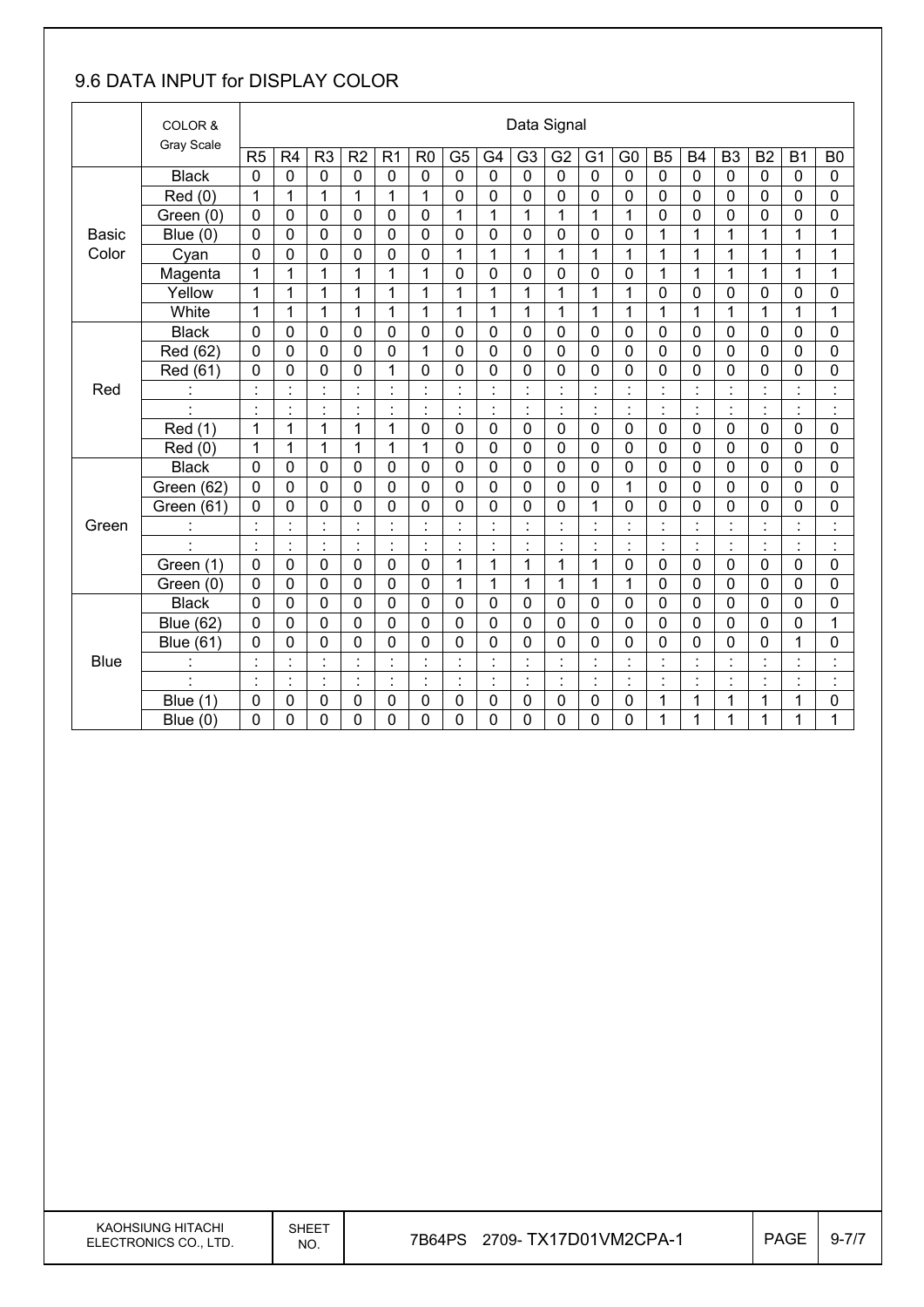## 9.6 DATA INPUT for DISPLAY COLOR

| | COLOR & Gray Scale | Data Signal | | | | | | | | | | | | | | | | | |
|---|---|---|---|---|---|---|---|---|---|---|---|---|---|---|---|---|---|---|---|
| | | R5 | R4 | R3 | R2 | R1 | R0 | G5 | G4 | G3 | G2 | G1 | G0 | B5 | B4 | B3 | B2 | B1 | B0 |
| Basic Color | Black | 0 | 0 | 0 | 0 | 0 | 0 | 0 | 0 | 0 | 0 | 0 | 0 | 0 | 0 | 0 | 0 | 0 | 0 |
| | Red (0) | 1 | 1 | 1 | 1 | 1 | 1 | 0 | 0 | 0 | 0 | 0 | 0 | 0 | 0 | 0 | 0 | 0 | 0 |
| | Green (0) | 0 | 0 | 0 | 0 | 0 | 0 | 1 | 1 | 1 | 1 | 1 | 1 | 0 | 0 | 0 | 0 | 0 | 0 |
| | Blue (0) | 0 | 0 | 0 | 0 | 0 | 0 | 0 | 0 | 0 | 0 | 0 | 0 | 1 | 1 | 1 | 1 | 1 | 1 |
| | Cyan | 0 | 0 | 0 | 0 | 0 | 0 | 1 | 1 | 1 | 1 | 1 | 1 | 1 | 1 | 1 | 1 | 1 | 1 |
| | Magenta | 1 | 1 | 1 | 1 | 1 | 1 | 0 | 0 | 0 | 0 | 0 | 0 | 1 | 1 | 1 | 1 | 1 | 1 |
| | Yellow | 1 | 1 | 1 | 1 | 1 | 1 | 1 | 1 | 1 | 1 | 1 | 1 | 0 | 0 | 0 | 0 | 0 | 0 |
| | White | 1 | 1 | 1 | 1 | 1 | 1 | 1 | 1 | 1 | 1 | 1 | 1 | 1 | 1 | 1 | 1 | 1 | 1 |
| Red | Black | 0 | 0 | 0 | 0 | 0 | 0 | 0 | 0 | 0 | 0 | 0 | 0 | 0 | 0 | 0 | 0 | 0 | 0 |
| | Red (62) | 0 | 0 | 0 | 0 | 0 | 1 | 0 | 0 | 0 | 0 | 0 | 0 | 0 | 0 | 0 | 0 | 0 | 0 |
| | Red (61) | 0 | 0 | 0 | 0 | 1 | 0 | 0 | 0 | 0 | 0 | 0 | 0 | 0 | 0 | 0 | 0 | 0 | 0 |
| | : | : | : | : | : | : | : | : | : | : | : | : | : | : | : | : | : | : | : |
| | : | : | : | : | : | : | : | : | : | : | : | : | : | : | : | : | : | : | : |
| | Red (1) | 1 | 1 | 1 | 1 | 1 | 0 | 0 | 0 | 0 | 0 | 0 | 0 | 0 | 0 | 0 | 0 | 0 | 0 |
| | Red (0) | 1 | 1 | 1 | 1 | 1 | 1 | 0 | 0 | 0 | 0 | 0 | 0 | 0 | 0 | 0 | 0 | 0 | 0 |
| Green | Black | 0 | 0 | 0 | 0 | 0 | 0 | 0 | 0 | 0 | 0 | 0 | 0 | 0 | 0 | 0 | 0 | 0 | 0 |
| | Green (62) | 0 | 0 | 0 | 0 | 0 | 0 | 0 | 0 | 0 | 0 | 0 | 1 | 0 | 0 | 0 | 0 | 0 | 0 |
| | Green (61) | 0 | 0 | 0 | 0 | 0 | 0 | 0 | 0 | 0 | 0 | 1 | 0 | 0 | 0 | 0 | 0 | 0 | 0 |
| | : | : | : | : | : | : | : | : | : | : | : | : | : | : | : | : | : | : | : |
| | : | : | : | : | : | : | : | : | : | : | : | : | : | : | : | : | : | : | : |
| | Green (1) | 0 | 0 | 0 | 0 | 0 | 0 | 1 | 1 | 1 | 1 | 1 | 0 | 0 | 0 | 0 | 0 | 0 | 0 |
| | Green (0) | 0 | 0 | 0 | 0 | 0 | 0 | 1 | 1 | 1 | 1 | 1 | 1 | 0 | 0 | 0 | 0 | 0 | 0 |
| Blue | Black | 0 | 0 | 0 | 0 | 0 | 0 | 0 | 0 | 0 | 0 | 0 | 0 | 0 | 0 | 0 | 0 | 0 | 0 |
| | Blue (62) | 0 | 0 | 0 | 0 | 0 | 0 | 0 | 0 | 0 | 0 | 0 | 0 | 0 | 0 | 0 | 0 | 0 | 1 |
| | Blue (61) | 0 | 0 | 0 | 0 | 0 | 0 | 0 | 0 | 0 | 0 | 0 | 0 | 0 | 0 | 0 | 0 | 1 | 0 |
| | : | : | : | : | : | : | : | : | : | : | : | : | : | : | : | : | : | : | : |
| | : | : | : | : | : | : | : | : | : | : | : | : | : | : | : | : | : | : | : |
| | Blue (1) | 0 | 0 | 0 | 0 | 0 | 0 | 0 | 0 | 0 | 0 | 0 | 0 | 1 | 1 | 1 | 1 | 1 | 0 |
| | Blue (0) | 0 | 0 | 0 | 0 | 0 | 0 | 0 | 0 | 0 | 0 | 0 | 0 | 1 | 1 | 1 | 1 | 1 | 1 |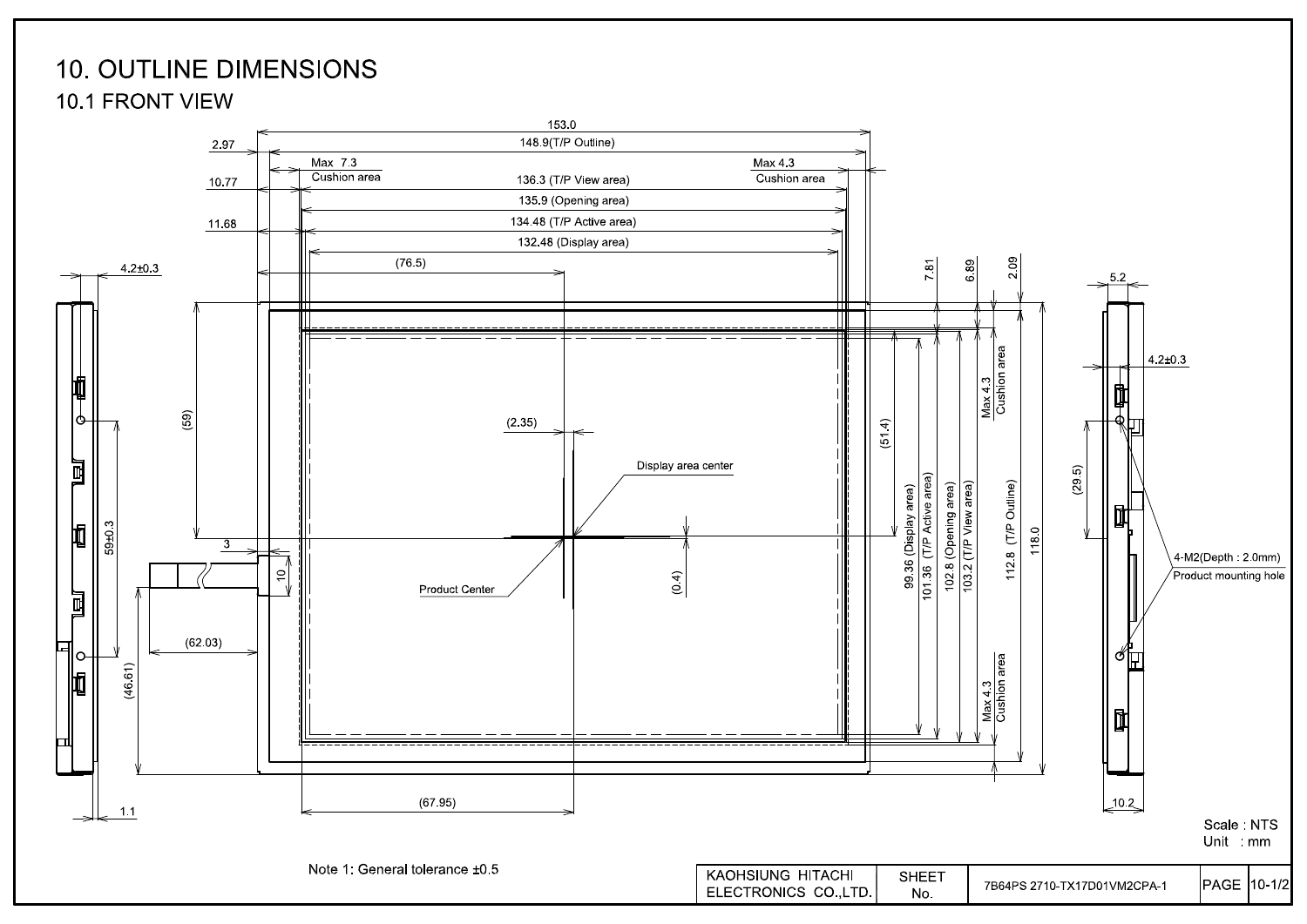# 10. OUTLINE DIMENSIONS

## 10.1 FRONT VIEW

153.0

148.9(T/P Outline)

2.97

Max 7.3 Cushion area

Max 4.3 Cushion area

10.77

136.3 (T/P View area)

135.9 (Opening area)

11.68

134.48 (T/P Active area)

132.48 (Display area)

(76.5)

7.81

6.89

2.09

4.2±0.3

5.2

4.2±0.3

Max 4.3 Cushion area

(59)

(2.35)

Display area center

(51.4)

99.36 (Display area)

101.36 (T/P Active area)

102.8 (Opening area)

103.2 (T/P View area)

112.8 (T/P Outline)

118.0

(29.5)

59±0.3

3

10

(0.4)

Product Center

4-M2(Depth : 2.0mm) Product mounting hole

(62.03)

(46.61)

Max 4.3 Cushion area

1.1

(67.95)

10.2

Scale : NTS

Unit : mm

Note 1: General tolerance ±0.5

| KAOHSIUNG HITACHI ELECTRONICS CO.,LTD. | SHEET No. | 7B64PS 2710-TX17D01VM2CPA-1 | PAGE | 10-1/2 |
|---|---|---|---|---|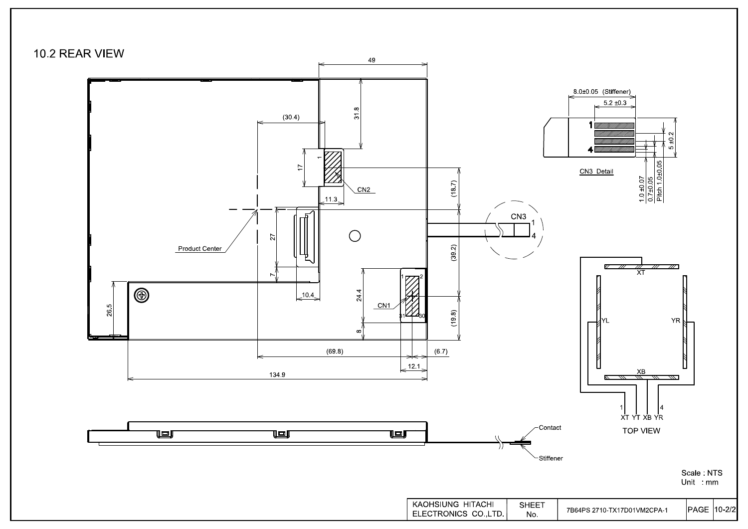## 10.2 REAR VIEW

49

31.8

(30.4)

17

1

CN2

11.3

(18.7)

27

Product Center

CN3

1

4

(39.2)

7

10.4

1 2

24.4

CN1

31 30

26.5

(19.8)

8

(69.8)

(6.7)

12.1

134.9

8.0±0.05 (Stiffener)

5.2 ±0.3

1

4

5 ±0.2

CN3 Detail

1.0 ±0.07

0.7±0.05

Pitch 1.0±0.05

XT

YL

YR

XB

1 4

XT YT XB YR

TOP VIEW

Contact

Stiffener

Scale : NTS
Unit : mm

| KAOHSIUNG HITACHI ELECTRONICS CO.,LTD. | SHEET No. | 7B64PS 2710-TX17D01VM2CPA-1 | PAGE | 10-2/2 |
| --- | --- | --- | --- | --- |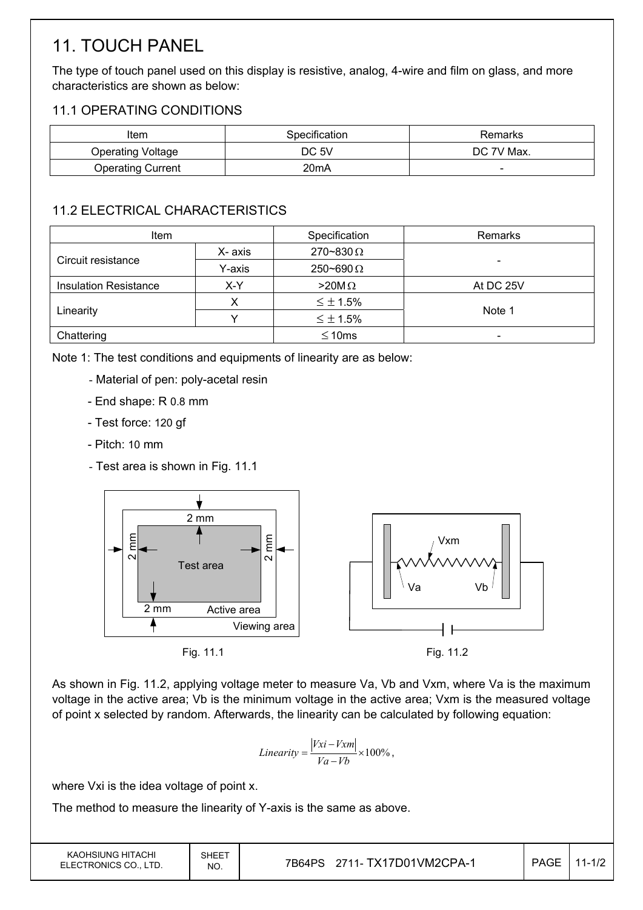# 11. TOUCH PANEL

The type of touch panel used on this display is resistive, analog, 4-wire and film on glass, and more characteristics are shown as below:

## 11.1 OPERATING CONDITIONS

| Item | Specification | Remarks |
|---|---|---|
| Operating Voltage | DC 5V | DC 7V Max. |
| Operating Current | 20mA | - |

## 11.2 ELECTRICAL CHARACTERISTICS

| Item | | Specification | Remarks |
|---|---|---|---|
| Circuit resistance | X- axis | 270~830 Ω | - |
| | Y-axis | 250~690 Ω | |
| Insulation Resistance | X-Y | >20M Ω | At DC 25V |
| Linearity | X | ≤ ± 1.5% | Note 1 |
| | Y | ≤ ± 1.5% | |
| Chattering | | ≤ 10ms | - |

Note 1: The test conditions and equipments of linearity are as below:

- Material of pen: poly-acetal resin
- End shape: R 0.8 mm
- Test force: 120 gf
- Pitch: 10 mm
- Test area is shown in Fig. 11.1

Fig. 11.1

Fig. 11.2

As shown in Fig. 11.2, applying voltage meter to measure Va, Vb and Vxm, where Va is the maximum voltage in the active area; Vb is the minimum voltage in the active area; Vxm is the measured voltage of point x selected by random. Afterwards, the linearity can be calculated by following equation:

$$Linearity = \frac{|Vxi - Vxm|}{Va - Vb} \times 100\% ,$$

where Vxi is the idea voltage of point x.

The method to measure the linearity of Y-axis is the same as above.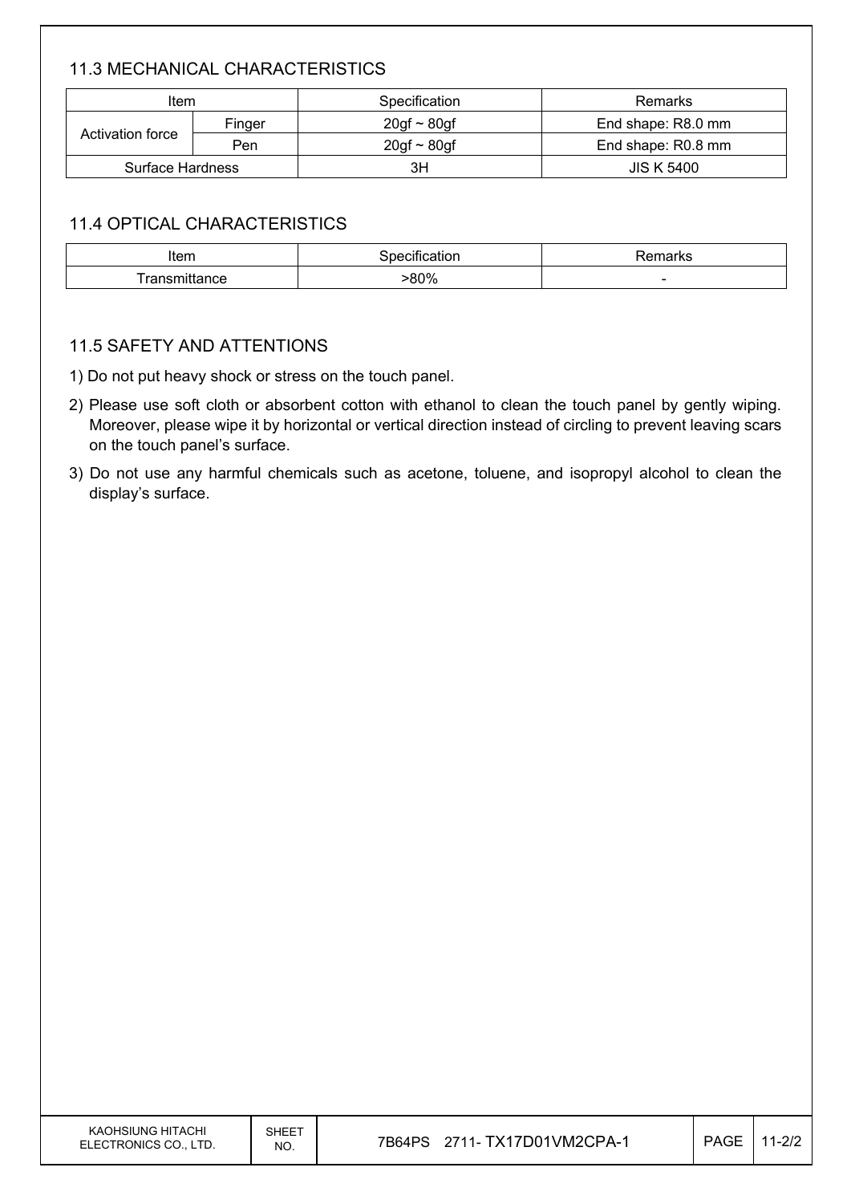### 11.3 MECHANICAL CHARACTERISTICS

| Item | | Specification | Remarks |
|---|---|---|---|
| Activation force | Finger | 20gf ~ 80gf | End shape: R8.0 mm |
| | Pen | 20gf ~ 80gf | End shape: R0.8 mm |
| Surface Hardness | | 3H | JIS K 5400 |

### 11.4 OPTICAL CHARACTERISTICS

| Item | Specification | Remarks |
|---|---|---|
| Transmittance | >80% | - |

### 11.5 SAFETY AND ATTENTIONS

1) Do not put heavy shock or stress on the touch panel.
2) Please use soft cloth or absorbent cotton with ethanol to clean the touch panel by gently wiping. Moreover, please wipe it by horizontal or vertical direction instead of circling to prevent leaving scars on the touch panel's surface.
3) Do not use any harmful chemicals such as acetone, toluene, and isopropyl alcohol to clean the display's surface.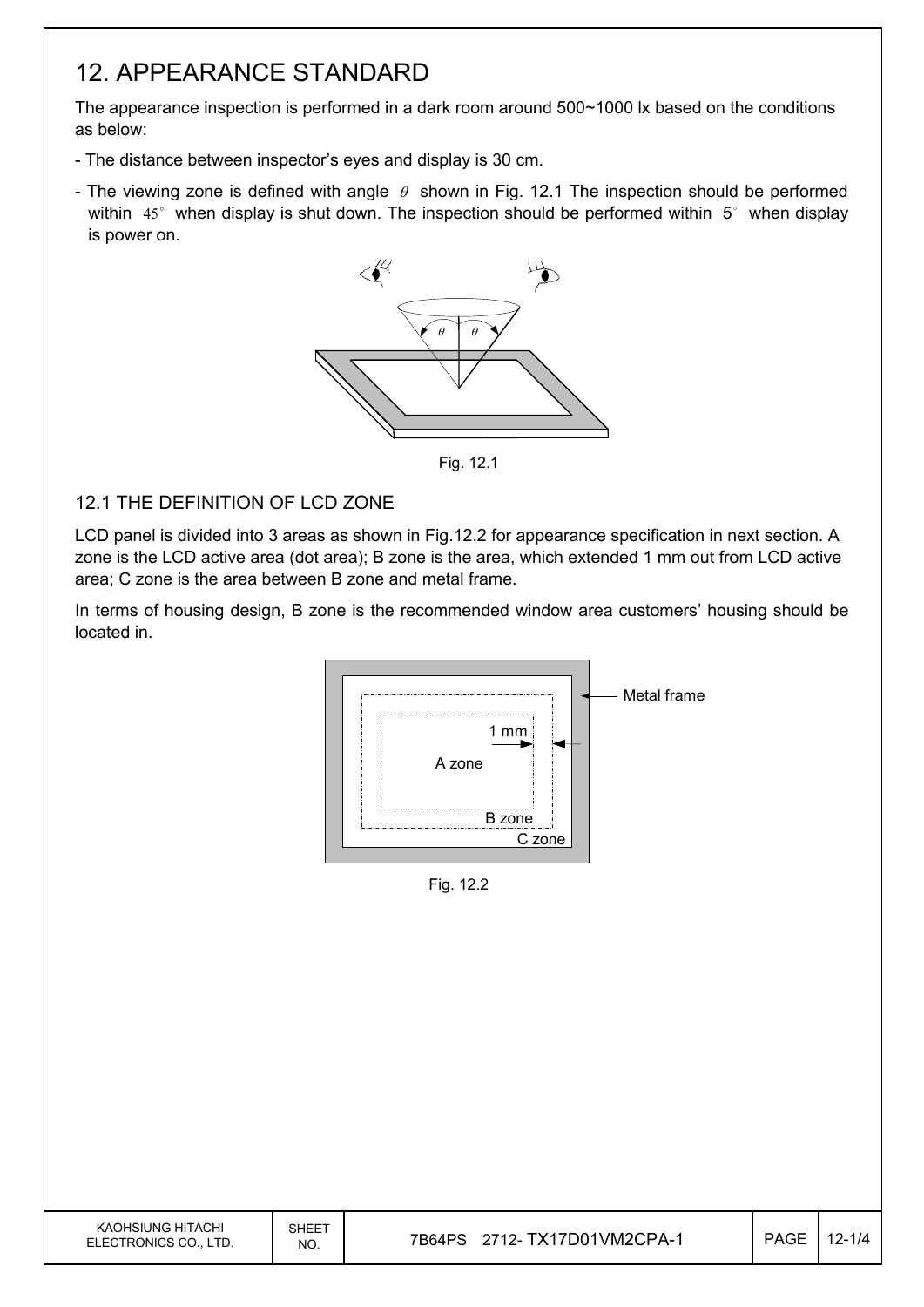# 12. APPEARANCE STANDARD

The appearance inspection is performed in a dark room around 500~1000 lx based on the conditions as below:

- The distance between inspector's eyes and display is 30 cm.
- The viewing zone is defined with angle $\theta$ shown in Fig. 12.1 The inspection should be performed within 45° when display is shut down. The inspection should be performed within 5° when display is power on.

Fig. 12.1

## 12.1 THE DEFINITION OF LCD ZONE

LCD panel is divided into 3 areas as shown in Fig.12.2 for appearance specification in next section. A zone is the LCD active area (dot area); B zone is the area, which extended 1 mm out from LCD active area; C zone is the area between B zone and metal frame.

In terms of housing design, B zone is the recommended window area customers' housing should be located in.

Fig. 12.2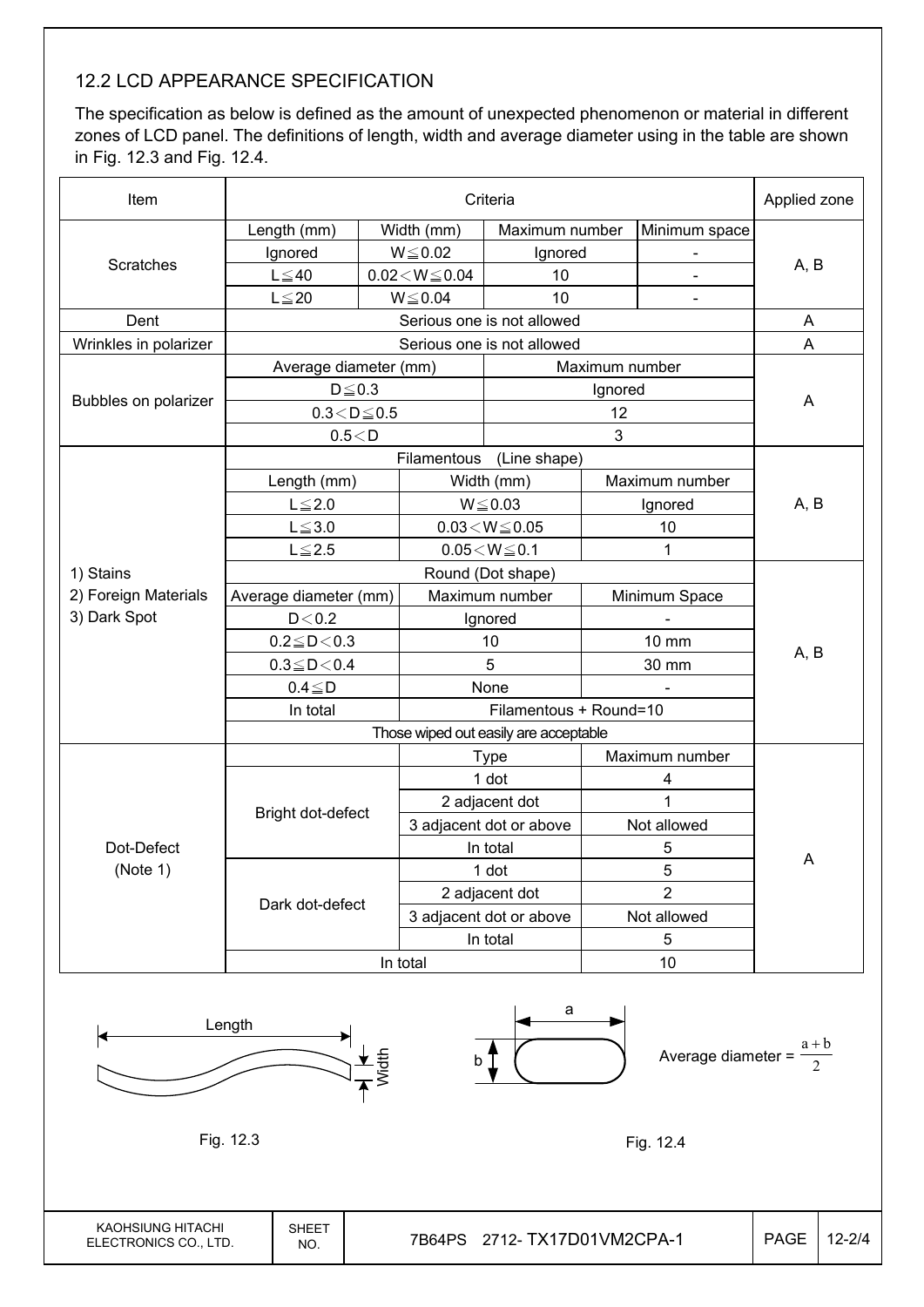## 12.2 LCD APPEARANCE SPECIFICATION

The specification as below is defined as the amount of unexpected phenomenon or material in different zones of LCD panel. The definitions of length, width and average diameter using in the table are shown in Fig. 12.3 and Fig. 12.4.

| Item | Criteria | | | | Applied zone |
|---|---|---|---|---|---|
| Scratches | Length (mm) | Width (mm) | Maximum number | Minimum space | A, B |
| | Ignored | W≦0.02 | Ignored | - | |
| | L≦40 | 0.02＜W≦0.04 | 10 | - | |
| | L≦20 | W≦0.04 | 10 | - | |
| Dent | Serious one is not allowed | | | | A |
| Wrinkles in polarizer | Serious one is not allowed | | | | A |
| Bubbles on polarizer | Average diameter (mm) | | Maximum number | | A |
| | D≦0.3 | | Ignored | | |
| | 0.3＜D≦0.5 | | 12 | | |
| | 0.5＜D | | 3 | | |
| 1) Stains<br>2) Foreign Materials<br>3) Dark Spot | Filamentous (Line shape) | | | | A, B |
| | Length (mm) | Width (mm) | Maximum number | | |
| | L≦2.0 | W≦0.03 | Ignored | | |
| | L≦3.0 | 0.03＜W≦0.05 | 10 | | |
| | L≦2.5 | 0.05＜W≦0.1 | 1 | | |
| | Round (Dot shape) | | | | A, B |
| | Average diameter (mm) | Maximum number | Minimum Space | | |
| | D＜0.2 | Ignored | - | | |
| | 0.2≦D＜0.3 | 10 | 10 mm | | |
| | 0.3≦D＜0.4 | 5 | 30 mm | | |
| | 0.4≦D | None | - | | |
| | In total | Filamentous + Round=10 | | | |
| | Those wiped out easily are acceptable | | | | |
| Dot-Defect (Note 1) | | Type | Maximum number | | A |
| | Bright dot-defect | 1 dot | 4 | | |
| | | 2 adjacent dot | 1 | | |
| | | 3 adjacent dot or above | Not allowed | | |
| | | In total | 5 | | |
| | Dark dot-defect | 1 dot | 5 | | |
| | | 2 adjacent dot | 2 | | |
| | | 3 adjacent dot or above | Not allowed | | |
| | | In total | 5 | | |
| | In total | | 10 | | |

Length

Width

Fig. 12.3

a

b

Average diameter = $\frac{a+b}{2}$

Fig. 12.4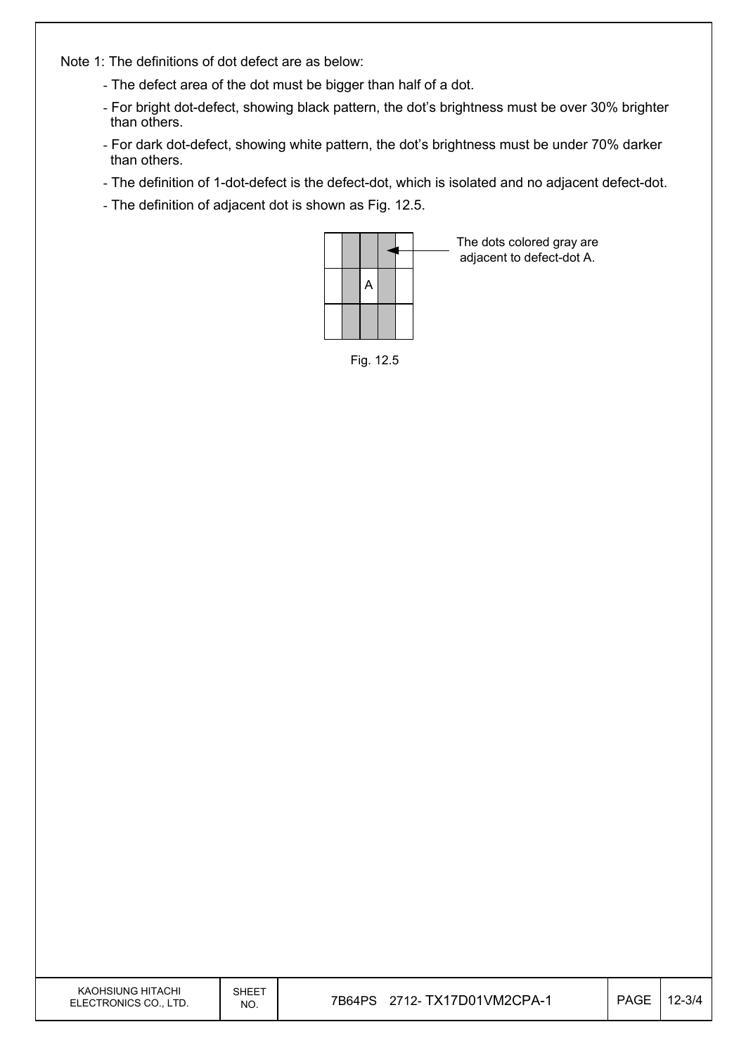Note 1: The definitions of dot defect are as below:

- The defect area of the dot must be bigger than half of a dot.
- For bright dot-defect, showing black pattern, the dot's brightness must be over 30% brighter than others.
- For dark dot-defect, showing white pattern, the dot's brightness must be under 70% darker than others.
- The definition of 1-dot-defect is the defect-dot, which is isolated and no adjacent defect-dot.
- The definition of adjacent dot is shown as Fig. 12.5.

| | | | | |
|---|---|---|---|---|
| | | | | |
| | | A | | |
| | | | | |

The dots colored gray are adjacent to defect-dot A.

Fig. 12.5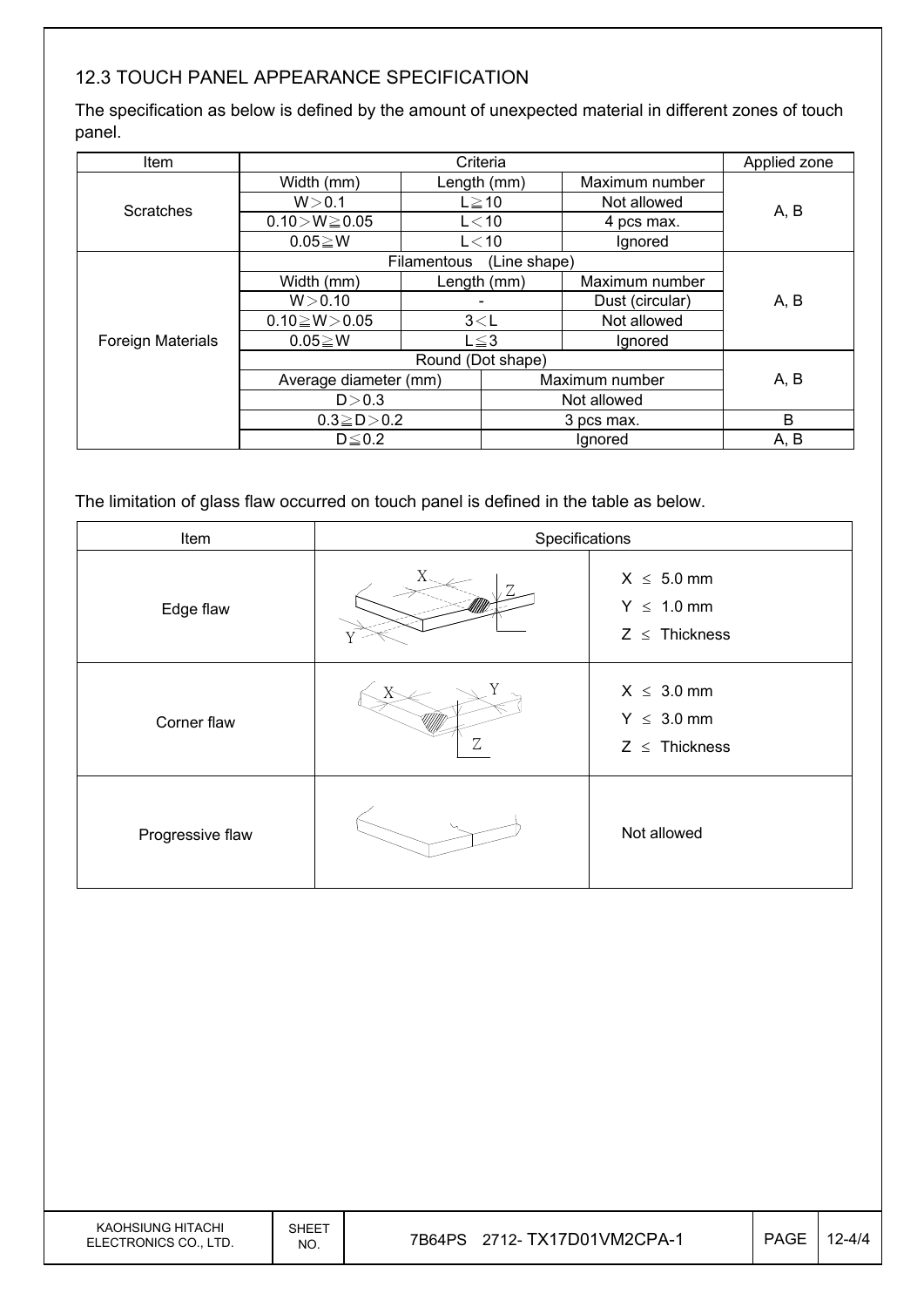### 12.3 TOUCH PANEL APPEARANCE SPECIFICATION

The specification as below is defined by the amount of unexpected material in different zones of touch panel.

| Item | Criteria | | | Applied zone |
|---|---|---|---|---|
| Scratches | Width (mm) | Length (mm) | Maximum number | A, B |
| | W＞0.1 | L≧10 | Not allowed | |
| | 0.10＞W≧0.05 | L＜10 | 4 pcs max. | |
| | 0.05≧W | L＜10 | Ignored | |
| Foreign Materials | Filamentous (Line shape) | | | A, B |
| | Width (mm) | Length (mm) | Maximum number | |
| | W＞0.10 | - | Dust (circular) | |
| | 0.10≧W＞0.05 | 3＜L | Not allowed | |
| | 0.05≧W | L≦3 | Ignored | |
| | Round (Dot shape) | | | A, B |
| | Average diameter (mm) | | Maximum number | |
| | D＞0.3 | | Not allowed | |
| | 0.3≧D＞0.2 | | 3 pcs max. | B |
| | D≦0.2 | | Ignored | A, B |

The limitation of glass flaw occurred on touch panel is defined in the table as below.

| Item | Specifications | |
|---|---|---|
| Edge flaw | | X ≤ 5.0 mm<br>Y ≤ 1.0 mm<br>Z ≤ Thickness |
| Corner flaw | | X ≤ 3.0 mm<br>Y ≤ 3.0 mm<br>Z ≤ Thickness |
| Progressive flaw | | Not allowed |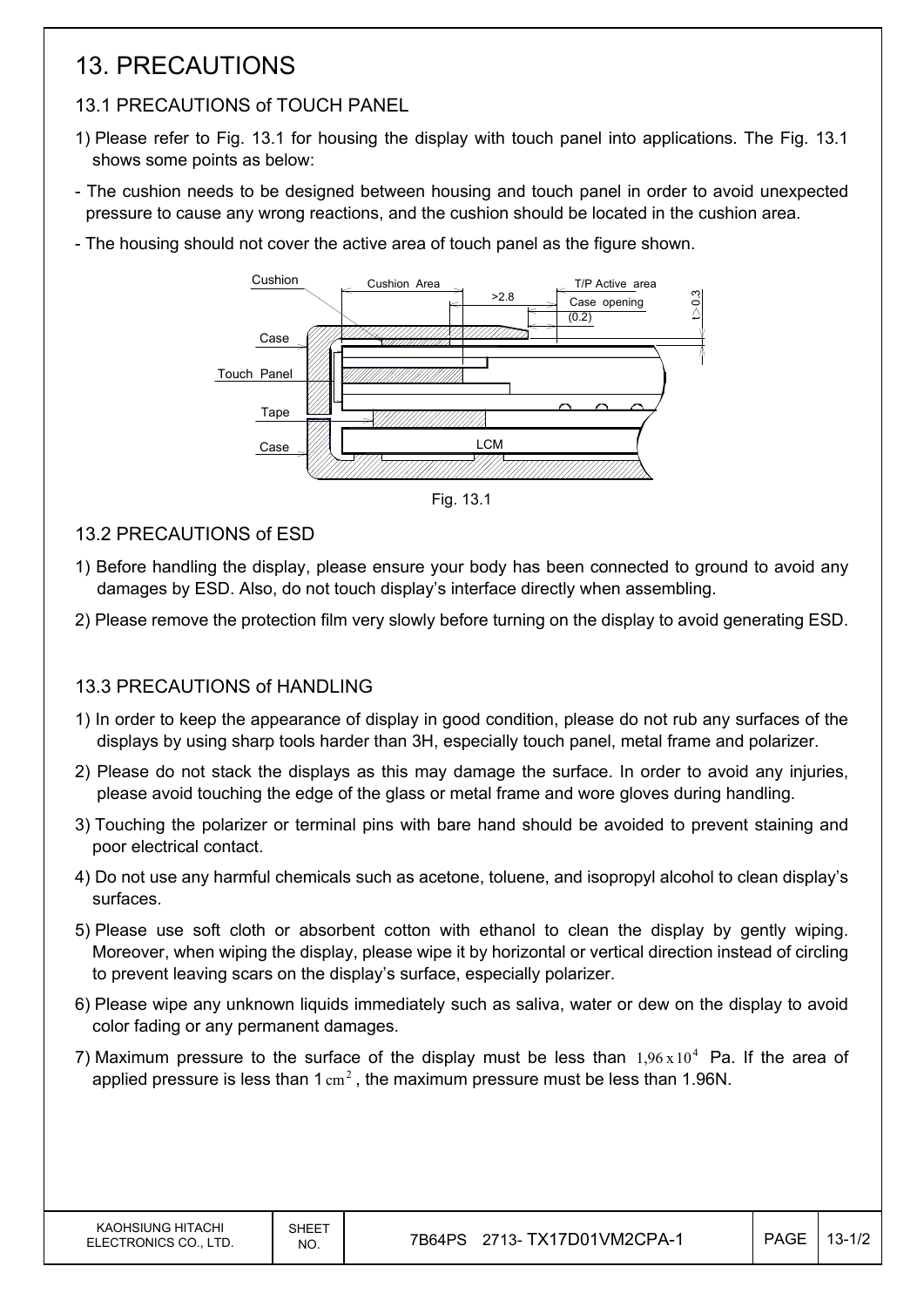// 13. PRECAUTIONS

## 13.1 PRECAUTIONS of TOUCH PANEL

1) Please refer to Fig. 13.1 for housing the display with touch panel into applications. The Fig. 13.1 shows some points as below:

- The cushion needs to be designed between housing and touch panel in order to avoid unexpected pressure to cause any wrong reactions, and the cushion should be located in the cushion area.
- The housing should not cover the active area of touch panel as the figure shown.

Fig. 13.1

## 13.2 PRECAUTIONS of ESD

1) Before handling the display, please ensure your body has been connected to ground to avoid any damages by ESD. Also, do not touch display's interface directly when assembling.
2) Please remove the protection film very slowly before turning on the display to avoid generating ESD.

## 13.3 PRECAUTIONS of HANDLING

1) In order to keep the appearance of display in good condition, please do not rub any surfaces of the displays by using sharp tools harder than 3H, especially touch panel, metal frame and polarizer.
2) Please do not stack the displays as this may damage the surface. In order to avoid any injuries, please avoid touching the edge of the glass or metal frame and wore gloves during handling.
3) Touching the polarizer or terminal pins with bare hand should be avoided to prevent staining and poor electrical contact.
4) Do not use any harmful chemicals such as acetone, toluene, and isopropyl alcohol to clean display's surfaces.
5) Please use soft cloth or absorbent cotton with ethanol to clean the display by gently wiping. Moreover, when wiping the display, please wipe it by horizontal or vertical direction instead of circling to prevent leaving scars on the display's surface, especially polarizer.
6) Please wipe any unknown liquids immediately such as saliva, water or dew on the display to avoid color fading or any permanent damages.
7) Maximum pressure to the surface of the display must be less than $1{,}96 \times 10^4$ Pa. If the area of applied pressure is less than 1 $cm^2$, the maximum pressure must be less than 1.96N.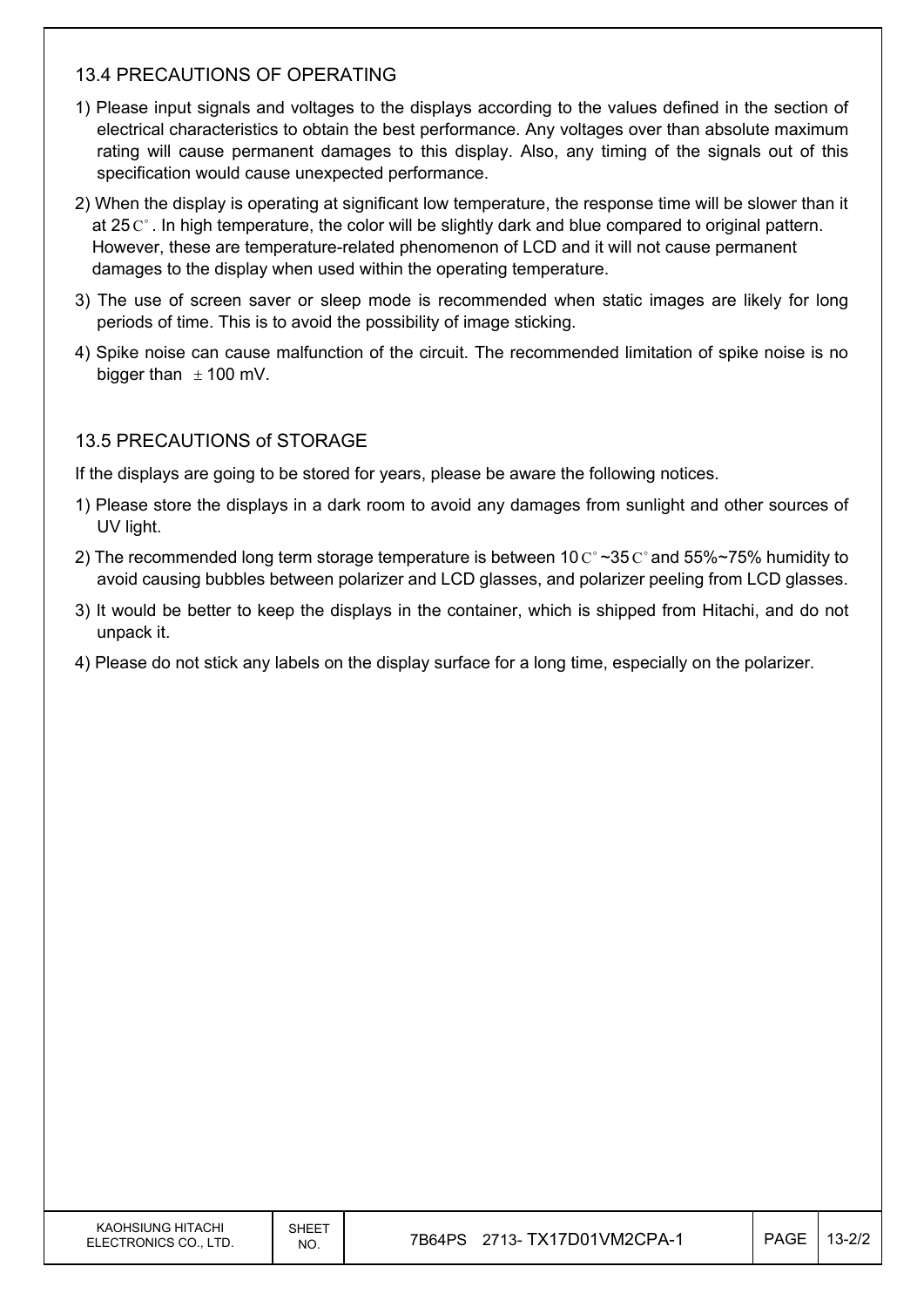### 13.4 PRECAUTIONS OF OPERATING

1) Please input signals and voltages to the displays according to the values defined in the section of electrical characteristics to obtain the best performance. Any voltages over than absolute maximum rating will cause permanent damages to this display. Also, any timing of the signals out of this specification would cause unexpected performance.
2) When the display is operating at significant low temperature, the response time will be slower than it at 25C°. In high temperature, the color will be slightly dark and blue compared to original pattern. However, these are temperature-related phenomenon of LCD and it will not cause permanent damages to the display when used within the operating temperature.
3) The use of screen saver or sleep mode is recommended when static images are likely for long periods of time. This is to avoid the possibility of image sticking.
4) Spike noise can cause malfunction of the circuit. The recommended limitation of spike noise is no bigger than ±100 mV.

### 13.5 PRECAUTIONS of STORAGE

If the displays are going to be stored for years, please be aware the following notices.

1) Please store the displays in a dark room to avoid any damages from sunlight and other sources of UV light.
2) The recommended long term storage temperature is between 10C°~35C° and 55%~75% humidity to avoid causing bubbles between polarizer and LCD glasses, and polarizer peeling from LCD glasses.
3) It would be better to keep the displays in the container, which is shipped from Hitachi, and do not unpack it.
4) Please do not stick any labels on the display surface for a long time, especially on the polarizer.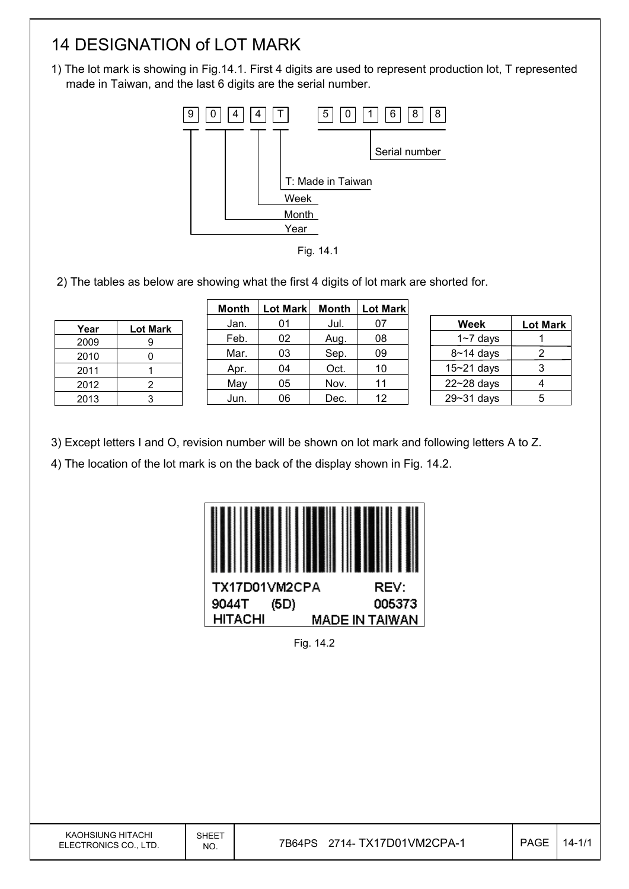# 14 DESIGNATION of LOT MARK

1) The lot mark is showing in Fig.14.1. First 4 digits are used to represent production lot, T represented made in Taiwan, and the last 6 digits are the serial number.

9 0 4 4 T 5 0 1 6 8 8

Serial number

T: Made in Taiwan

Week

Month

Year

Fig. 14.1

2) The tables as below are showing what the first 4 digits of lot mark are shorted for.

| Year | Lot Mark |
|---|---|
| 2009 | 9 |
| 2010 | 0 |
| 2011 | 1 |
| 2012 | 2 |
| 2013 | 3 |

| Month | Lot Mark | Month | Lot Mark |
|---|---|---|---|
| Jan. | 01 | Jul. | 07 |
| Feb. | 02 | Aug. | 08 |
| Mar. | 03 | Sep. | 09 |
| Apr. | 04 | Oct. | 10 |
| May | 05 | Nov. | 11 |
| Jun. | 06 | Dec. | 12 |

| Week | Lot Mark |
|---|---|
| 1~7 days | 1 |
| 8~14 days | 2 |
| 15~21 days | 3 |
| 22~28 days | 4 |
| 29~31 days | 5 |

3) Except letters I and O, revision number will be shown on lot mark and following letters A to Z.

4) The location of the lot mark is on the back of the display shown in Fig. 14.2.

TX17D01VM2CPA REV:
9044T (5D) 005373
HITACHI MADE IN TAIWAN

Fig. 14.2